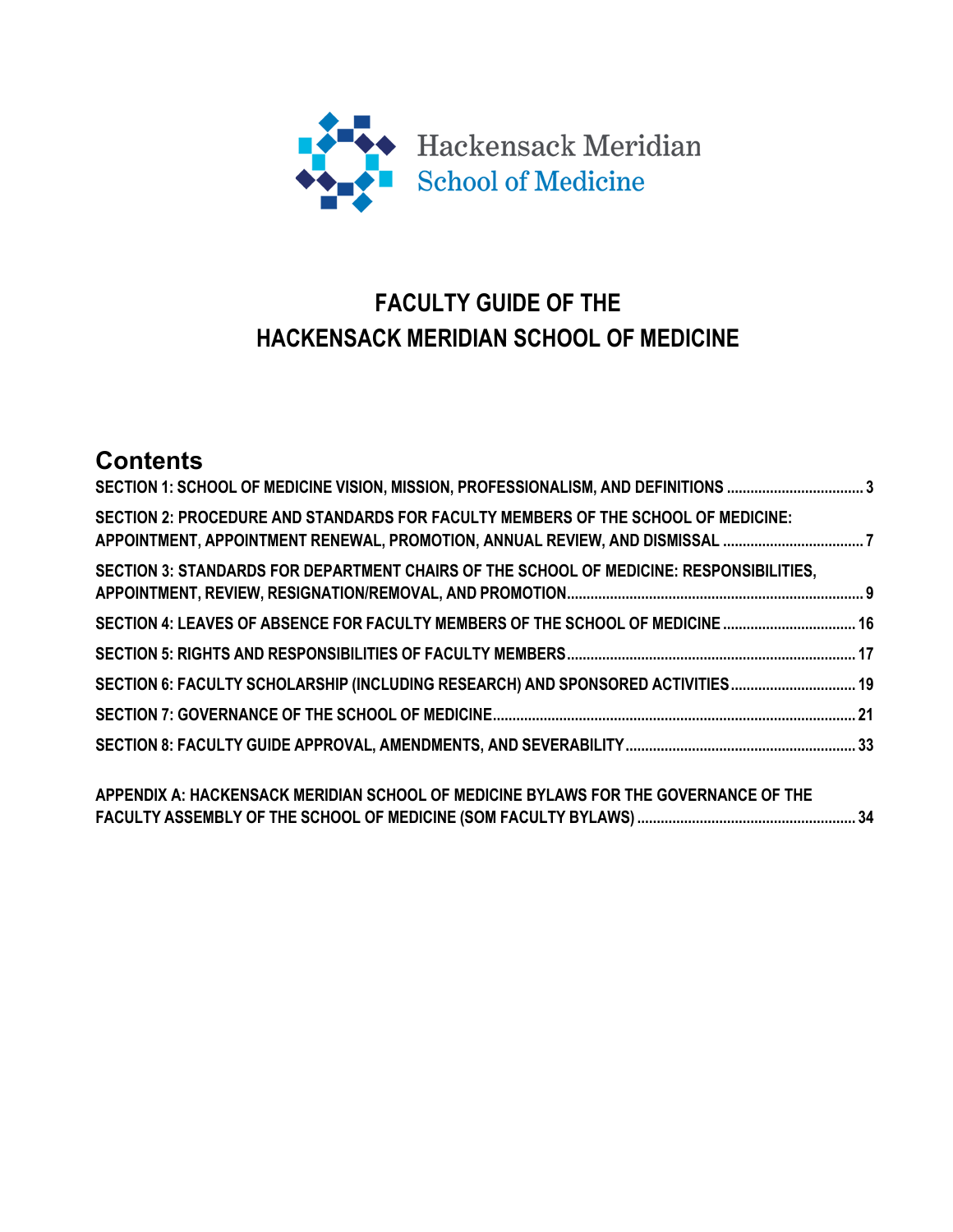Hackensack Meridian
School of Medicine

# FACULTY GUIDE OF THE HACKENSACK MERIDIAN SCHOOL OF MEDICINE

## Contents

**SECTION 1: SCHOOL OF MEDICINE VISION, MISSION, PROFESSIONALISM, AND DEFINITIONS .................................. 3**

**SECTION 2: PROCEDURE AND STANDARDS FOR FACULTY MEMBERS OF THE SCHOOL OF MEDICINE: APPOINTMENT, APPOINTMENT RENEWAL, PROMOTION, ANNUAL REVIEW, AND DISMISSAL .................................. 7**

**SECTION 3: STANDARDS FOR DEPARTMENT CHAIRS OF THE SCHOOL OF MEDICINE: RESPONSIBILITIES, APPOINTMENT, REVIEW, RESIGNATION/REMOVAL, AND PROMOTION........................................................................... 9**

**SECTION 4: LEAVES OF ABSENCE FOR FACULTY MEMBERS OF THE SCHOOL OF MEDICINE .................................. 16**

**SECTION 5: RIGHTS AND RESPONSIBILITIES OF FACULTY MEMBERS........................................................................ 17**

**SECTION 6: FACULTY SCHOLARSHIP (INCLUDING RESEARCH) AND SPONSORED ACTIVITIES................................ 19**

**SECTION 7: GOVERNANCE OF THE SCHOOL OF MEDICINE........................................................................................... 21**

**SECTION 8: FACULTY GUIDE APPROVAL, AMENDMENTS, AND SEVERABILITY.......................................................... 33**

**APPENDIX A: HACKENSACK MERIDIAN SCHOOL OF MEDICINE BYLAWS FOR THE GOVERNANCE OF THE FACULTY ASSEMBLY OF THE SCHOOL OF MEDICINE (SOM FACULTY BYLAWS) ........................................................ 34**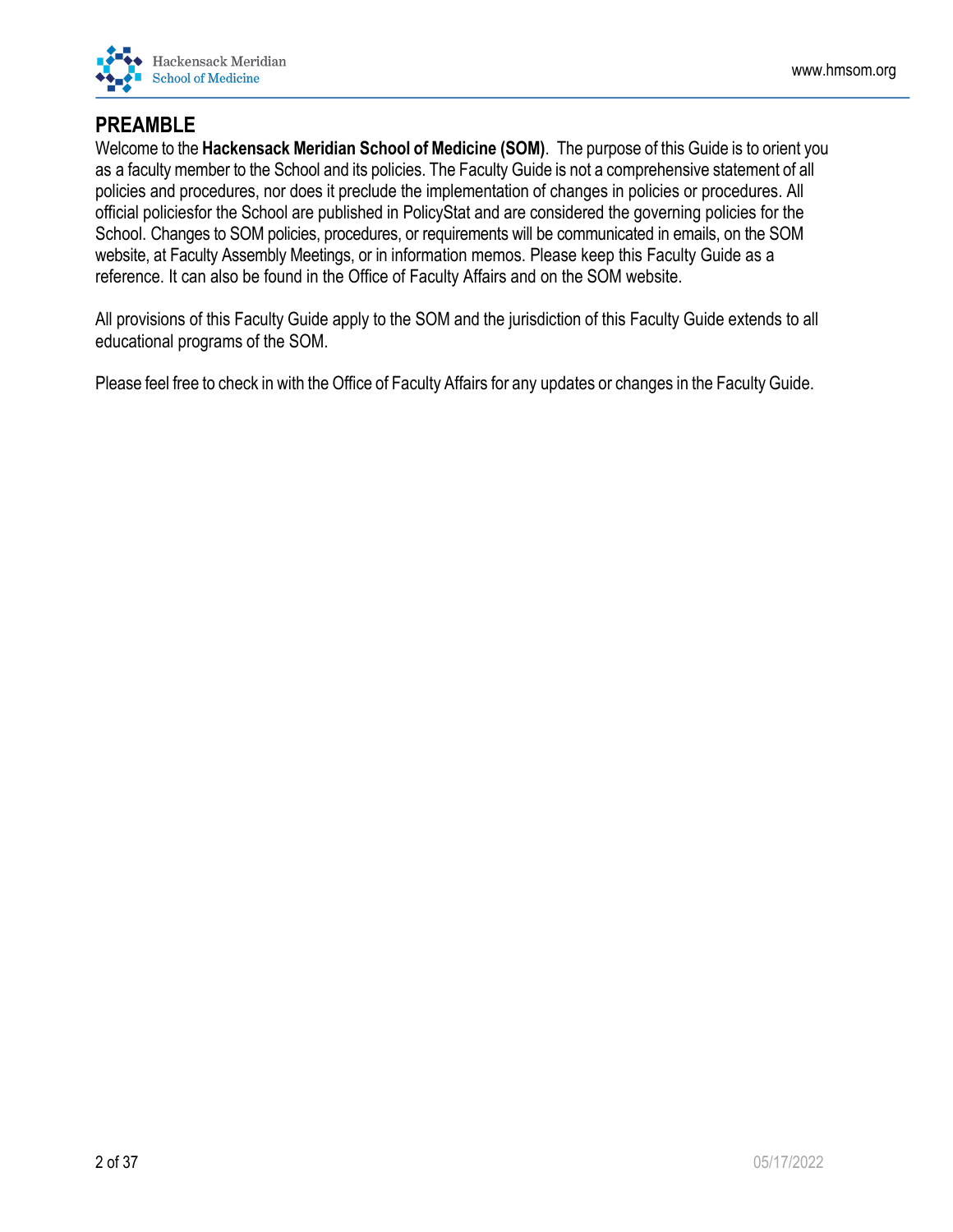## PREAMBLE

Welcome to the **Hackensack Meridian School of Medicine (SOM)**. The purpose of this Guide is to orient you as a faculty member to the School and its policies. The Faculty Guide is not a comprehensive statement of all policies and procedures, nor does it preclude the implementation of changes in policies or procedures. All official policiesfor the School are published in PolicyStat and are considered the governing policies for the School. Changes to SOM policies, procedures, or requirements will be communicated in emails, on the SOM website, at Faculty Assembly Meetings, or in information memos. Please keep this Faculty Guide as a reference. It can also be found in the Office of Faculty Affairs and on the SOM website.

All provisions of this Faculty Guide apply to the SOM and the jurisdiction of this Faculty Guide extends to all educational programs of the SOM.

Please feel free to check in with the Office of Faculty Affairs for any updates or changes in the Faculty Guide.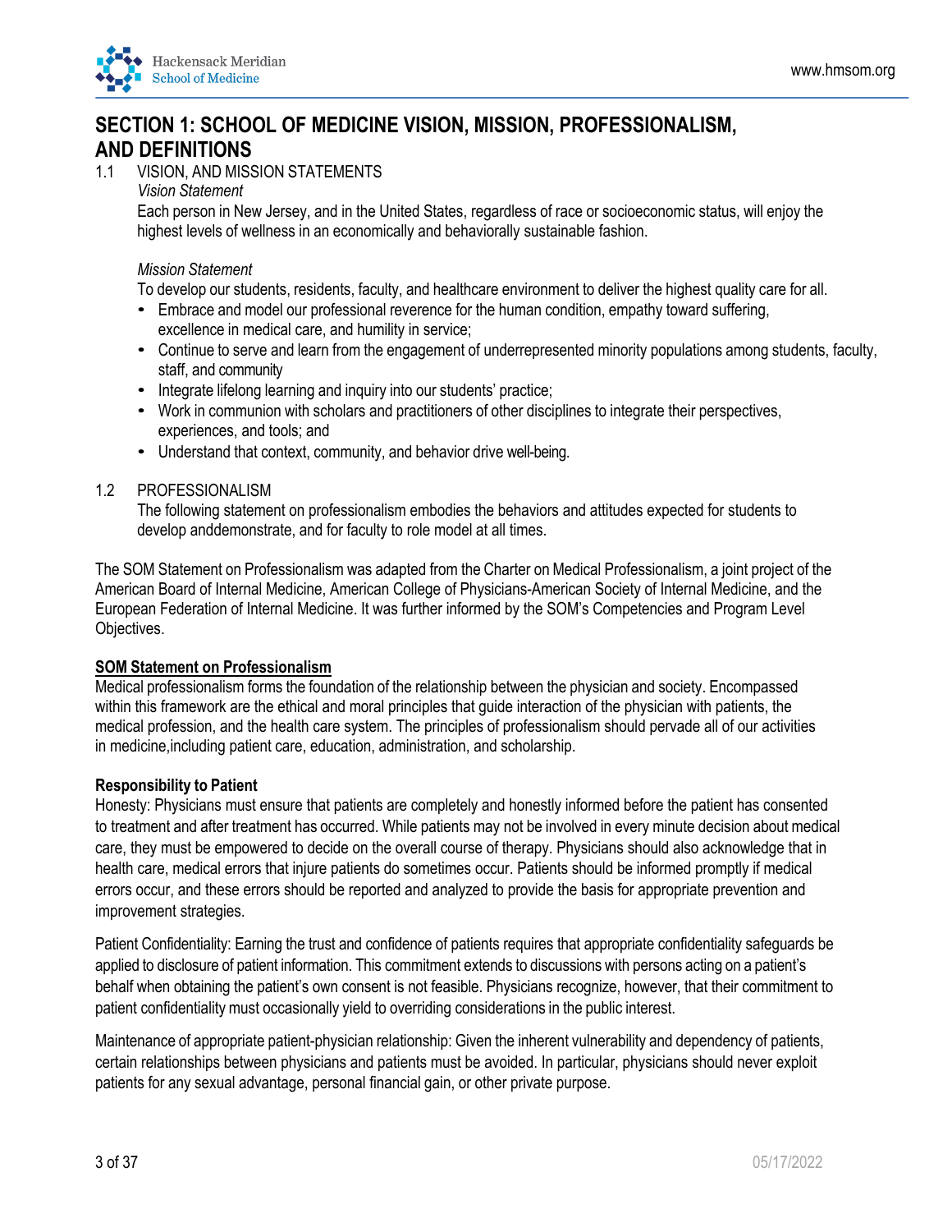# SECTION 1: SCHOOL OF MEDICINE VISION, MISSION, PROFESSIONALISM, AND DEFINITIONS

## 1.1 VISION, AND MISSION STATEMENTS

*Vision Statement*

Each person in New Jersey, and in the United States, regardless of race or socioeconomic status, will enjoy the highest levels of wellness in an economically and behaviorally sustainable fashion.

*Mission Statement*

To develop our students, residents, faculty, and healthcare environment to deliver the highest quality care for all.

- Embrace and model our professional reverence for the human condition, empathy toward suffering, excellence in medical care, and humility in service;
- Continue to serve and learn from the engagement of underrepresented minority populations among students, faculty, staff, and community
- Integrate lifelong learning and inquiry into our students' practice;
- Work in communion with scholars and practitioners of other disciplines to integrate their perspectives, experiences, and tools; and
- Understand that context, community, and behavior drive well-being.

## 1.2 PROFESSIONALISM

The following statement on professionalism embodies the behaviors and attitudes expected for students to develop anddemonstrate, and for faculty to role model at all times.

The SOM Statement on Professionalism was adapted from the Charter on Medical Professionalism, a joint project of the American Board of Internal Medicine, American College of Physicians-American Society of Internal Medicine, and the European Federation of Internal Medicine. It was further informed by the SOM's Competencies and Program Level Objectives.

**SOM Statement on Professionalism**

Medical professionalism forms the foundation of the relationship between the physician and society. Encompassed within this framework are the ethical and moral principles that guide interaction of the physician with patients, the medical profession, and the health care system. The principles of professionalism should pervade all of our activities in medicine,including patient care, education, administration, and scholarship.

**Responsibility to Patient**

Honesty: Physicians must ensure that patients are completely and honestly informed before the patient has consented to treatment and after treatment has occurred. While patients may not be involved in every minute decision about medical care, they must be empowered to decide on the overall course of therapy. Physicians should also acknowledge that in health care, medical errors that injure patients do sometimes occur. Patients should be informed promptly if medical errors occur, and these errors should be reported and analyzed to provide the basis for appropriate prevention and improvement strategies.

Patient Confidentiality: Earning the trust and confidence of patients requires that appropriate confidentiality safeguards be applied to disclosure of patient information. This commitment extends to discussions with persons acting on a patient's behalf when obtaining the patient's own consent is not feasible. Physicians recognize, however, that their commitment to patient confidentiality must occasionally yield to overriding considerations in the public interest.

Maintenance of appropriate patient-physician relationship: Given the inherent vulnerability and dependency of patients, certain relationships between physicians and patients must be avoided. In particular, physicians should never exploit patients for any sexual advantage, personal financial gain, or other private purpose.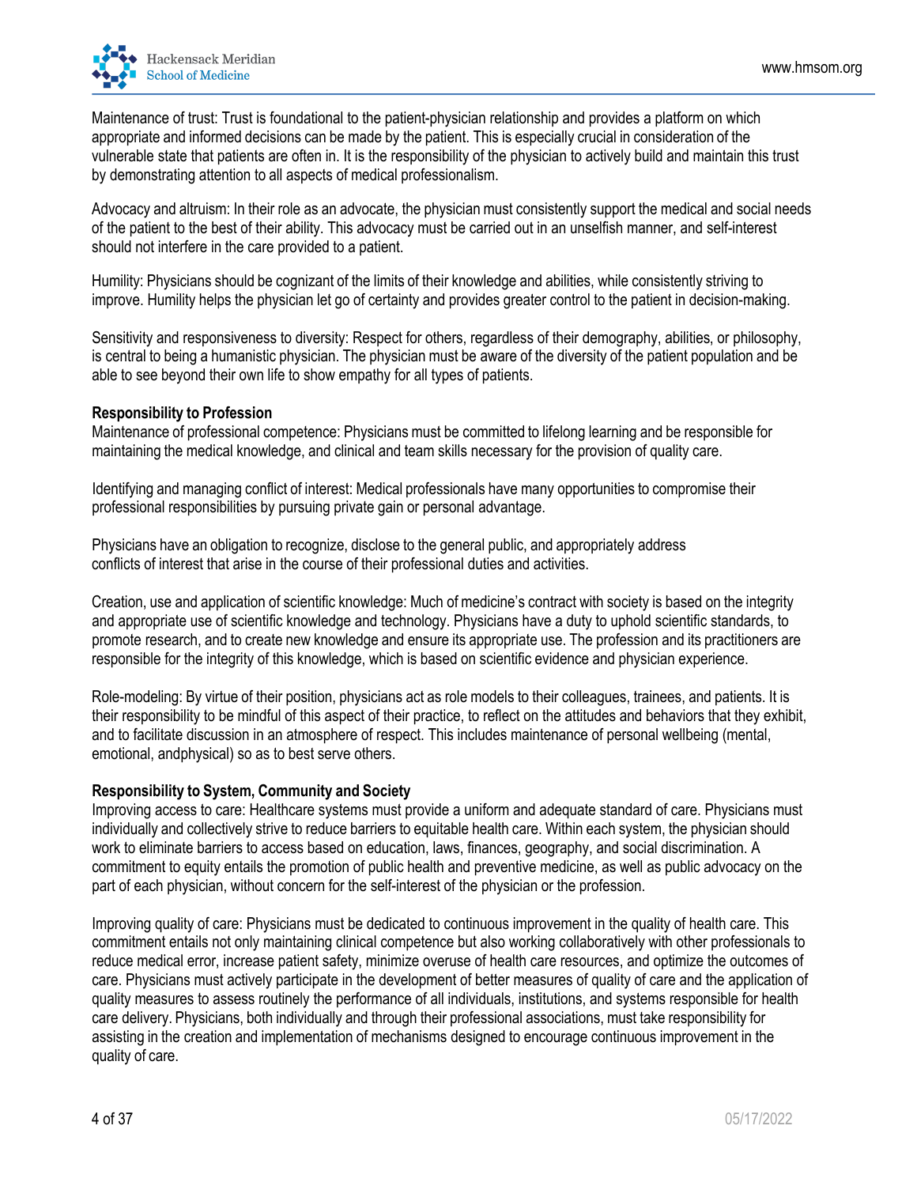Maintenance of trust: Trust is foundational to the patient-physician relationship and provides a platform on which appropriate and informed decisions can be made by the patient. This is especially crucial in consideration of the vulnerable state that patients are often in. It is the responsibility of the physician to actively build and maintain this trust by demonstrating attention to all aspects of medical professionalism.

Advocacy and altruism: In their role as an advocate, the physician must consistently support the medical and social needs of the patient to the best of their ability. This advocacy must be carried out in an unselfish manner, and self-interest should not interfere in the care provided to a patient.

Humility: Physicians should be cognizant of the limits of their knowledge and abilities, while consistently striving to improve. Humility helps the physician let go of certainty and provides greater control to the patient in decision-making.

Sensitivity and responsiveness to diversity: Respect for others, regardless of their demography, abilities, or philosophy, is central to being a humanistic physician. The physician must be aware of the diversity of the patient population and be able to see beyond their own life to show empathy for all types of patients.

**Responsibility to Profession**

Maintenance of professional competence: Physicians must be committed to lifelong learning and be responsible for maintaining the medical knowledge, and clinical and team skills necessary for the provision of quality care.

Identifying and managing conflict of interest: Medical professionals have many opportunities to compromise their professional responsibilities by pursuing private gain or personal advantage.

Physicians have an obligation to recognize, disclose to the general public, and appropriately address conflicts of interest that arise in the course of their professional duties and activities.

Creation, use and application of scientific knowledge: Much of medicine's contract with society is based on the integrity and appropriate use of scientific knowledge and technology. Physicians have a duty to uphold scientific standards, to promote research, and to create new knowledge and ensure its appropriate use. The profession and its practitioners are responsible for the integrity of this knowledge, which is based on scientific evidence and physician experience.

Role-modeling: By virtue of their position, physicians act as role models to their colleagues, trainees, and patients. It is their responsibility to be mindful of this aspect of their practice, to reflect on the attitudes and behaviors that they exhibit, and to facilitate discussion in an atmosphere of respect. This includes maintenance of personal wellbeing (mental, emotional, andphysical) so as to best serve others.

**Responsibility to System, Community and Society**

Improving access to care: Healthcare systems must provide a uniform and adequate standard of care. Physicians must individually and collectively strive to reduce barriers to equitable health care. Within each system, the physician should work to eliminate barriers to access based on education, laws, finances, geography, and social discrimination. A commitment to equity entails the promotion of public health and preventive medicine, as well as public advocacy on the part of each physician, without concern for the self-interest of the physician or the profession.

Improving quality of care: Physicians must be dedicated to continuous improvement in the quality of health care. This commitment entails not only maintaining clinical competence but also working collaboratively with other professionals to reduce medical error, increase patient safety, minimize overuse of health care resources, and optimize the outcomes of care. Physicians must actively participate in the development of better measures of quality of care and the application of quality measures to assess routinely the performance of all individuals, institutions, and systems responsible for health care delivery. Physicians, both individually and through their professional associations, must take responsibility for assisting in the creation and implementation of mechanisms designed to encourage continuous improvement in the quality of care.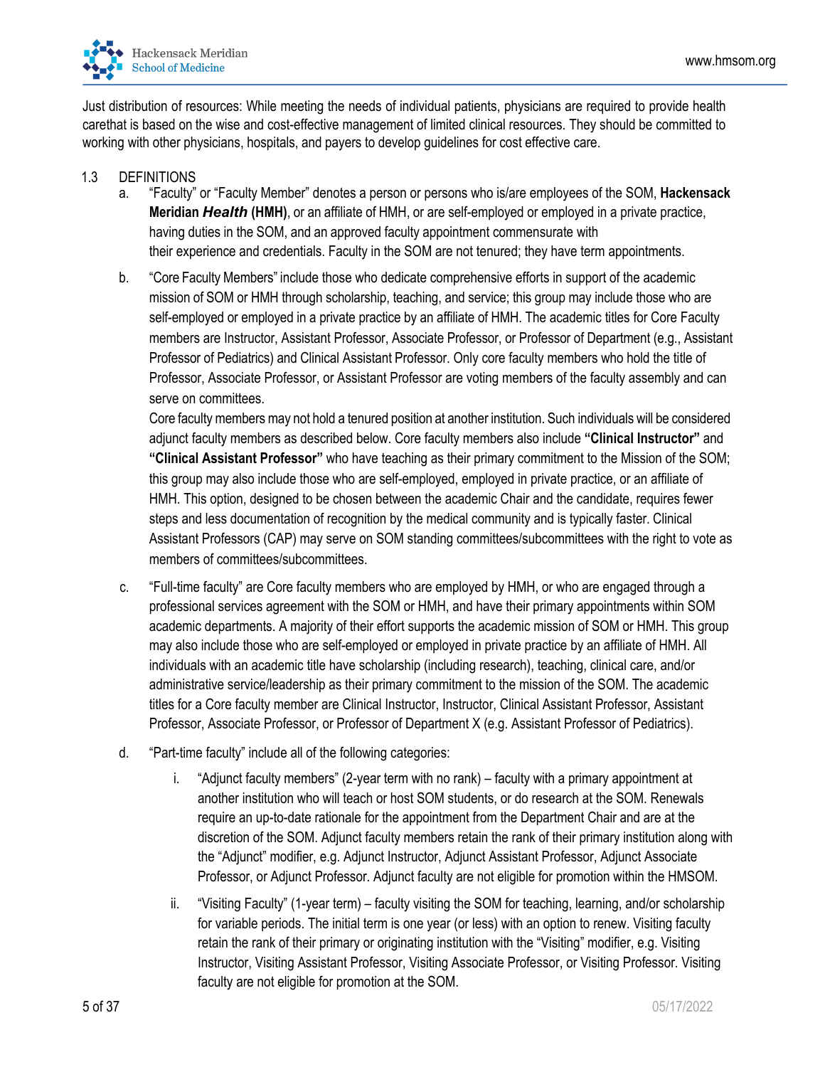Just distribution of resources: While meeting the needs of individual patients, physicians are required to provide health carethat is based on the wise and cost-effective management of limited clinical resources. They should be committed to working with other physicians, hospitals, and payers to develop guidelines for cost effective care.

1.3 DEFINITIONS

a. "Faculty" or "Faculty Member" denotes a person or persons who is/are employees of the SOM, **Hackensack Meridian *Health* (HMH)**, or an affiliate of HMH, or are self-employed or employed in a private practice, having duties in the SOM, and an approved faculty appointment commensurate with their experience and credentials. Faculty in the SOM are not tenured; they have term appointments.

b. "Core Faculty Members" include those who dedicate comprehensive efforts in support of the academic mission of SOM or HMH through scholarship, teaching, and service; this group may include those who are self-employed or employed in a private practice by an affiliate of HMH. The academic titles for Core Faculty members are Instructor, Assistant Professor, Associate Professor, or Professor of Department (e.g., Assistant Professor of Pediatrics) and Clinical Assistant Professor. Only core faculty members who hold the title of Professor, Associate Professor, or Assistant Professor are voting members of the faculty assembly and can serve on committees.
Core faculty members may not hold a tenured position at another institution. Such individuals will be considered adjunct faculty members as described below. Core faculty members also include **"Clinical Instructor"** and **"Clinical Assistant Professor"** who have teaching as their primary commitment to the Mission of the SOM; this group may also include those who are self-employed, employed in private practice, or an affiliate of HMH. This option, designed to be chosen between the academic Chair and the candidate, requires fewer steps and less documentation of recognition by the medical community and is typically faster. Clinical Assistant Professors (CAP) may serve on SOM standing committees/subcommittees with the right to vote as members of committees/subcommittees.

c. "Full-time faculty" are Core faculty members who are employed by HMH, or who are engaged through a professional services agreement with the SOM or HMH, and have their primary appointments within SOM academic departments. A majority of their effort supports the academic mission of SOM or HMH. This group may also include those who are self-employed or employed in private practice by an affiliate of HMH. All individuals with an academic title have scholarship (including research), teaching, clinical care, and/or administrative service/leadership as their primary commitment to the mission of the SOM. The academic titles for a Core faculty member are Clinical Instructor, Instructor, Clinical Assistant Professor, Assistant Professor, Associate Professor, or Professor of Department X (e.g. Assistant Professor of Pediatrics).

d. "Part-time faculty" include all of the following categories:

   i. "Adjunct faculty members" (2-year term with no rank) – faculty with a primary appointment at another institution who will teach or host SOM students, or do research at the SOM. Renewals require an up-to-date rationale for the appointment from the Department Chair and are at the discretion of the SOM. Adjunct faculty members retain the rank of their primary institution along with the "Adjunct" modifier, e.g. Adjunct Instructor, Adjunct Assistant Professor, Adjunct Associate Professor, or Adjunct Professor. Adjunct faculty are not eligible for promotion within the HMSOM.

   ii. "Visiting Faculty" (1-year term) – faculty visiting the SOM for teaching, learning, and/or scholarship for variable periods. The initial term is one year (or less) with an option to renew. Visiting faculty retain the rank of their primary or originating institution with the "Visiting" modifier, e.g. Visiting Instructor, Visiting Assistant Professor, Visiting Associate Professor, or Visiting Professor. Visiting faculty are not eligible for promotion at the SOM.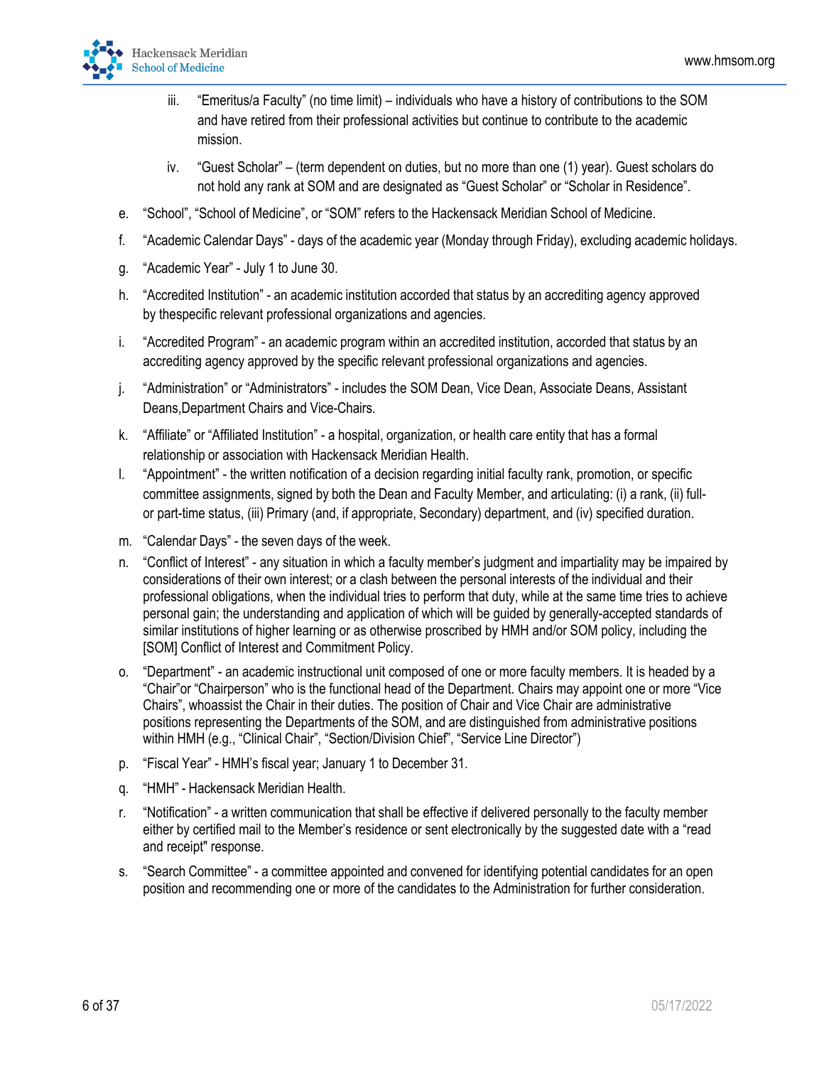iii. "Emeritus/a Faculty" (no time limit) – individuals who have a history of contributions to the SOM and have retired from their professional activities but continue to contribute to the academic mission.

   iv. "Guest Scholar" – (term dependent on duties, but no more than one (1) year). Guest scholars do not hold any rank at SOM and are designated as "Guest Scholar" or "Scholar in Residence".

e. "School", "School of Medicine", or "SOM" refers to the Hackensack Meridian School of Medicine.

f. "Academic Calendar Days" - days of the academic year (Monday through Friday), excluding academic holidays.

g. "Academic Year" - July 1 to June 30.

h. "Accredited Institution" - an academic institution accorded that status by an accrediting agency approved by thespecific relevant professional organizations and agencies.

i. "Accredited Program" - an academic program within an accredited institution, accorded that status by an accrediting agency approved by the specific relevant professional organizations and agencies.

j. "Administration" or "Administrators" - includes the SOM Dean, Vice Dean, Associate Deans, Assistant Deans,Department Chairs and Vice-Chairs.

k. "Affiliate" or "Affiliated Institution" - a hospital, organization, or health care entity that has a formal relationship or association with Hackensack Meridian Health.

l. "Appointment" - the written notification of a decision regarding initial faculty rank, promotion, or specific committee assignments, signed by both the Dean and Faculty Member, and articulating: (i) a rank, (ii) full- or part-time status, (iii) Primary (and, if appropriate, Secondary) department, and (iv) specified duration.

m. "Calendar Days" - the seven days of the week.

n. "Conflict of Interest" - any situation in which a faculty member's judgment and impartiality may be impaired by considerations of their own interest; or a clash between the personal interests of the individual and their professional obligations, when the individual tries to perform that duty, while at the same time tries to achieve personal gain; the understanding and application of which will be guided by generally-accepted standards of similar institutions of higher learning or as otherwise proscribed by HMH and/or SOM policy, including the [SOM] Conflict of Interest and Commitment Policy.

o. "Department" - an academic instructional unit composed of one or more faculty members. It is headed by a "Chair"or "Chairperson" who is the functional head of the Department. Chairs may appoint one or more "Vice Chairs", whoassist the Chair in their duties. The position of Chair and Vice Chair are administrative positions representing the Departments of the SOM, and are distinguished from administrative positions within HMH (e.g., "Clinical Chair", "Section/Division Chief", "Service Line Director")

p. "Fiscal Year" - HMH's fiscal year; January 1 to December 31.

q. "HMH" - Hackensack Meridian Health.

r. "Notification" - a written communication that shall be effective if delivered personally to the faculty member either by certified mail to the Member's residence or sent electronically by the suggested date with a "read and receipt" response.

s. "Search Committee" - a committee appointed and convened for identifying potential candidates for an open position and recommending one or more of the candidates to the Administration for further consideration.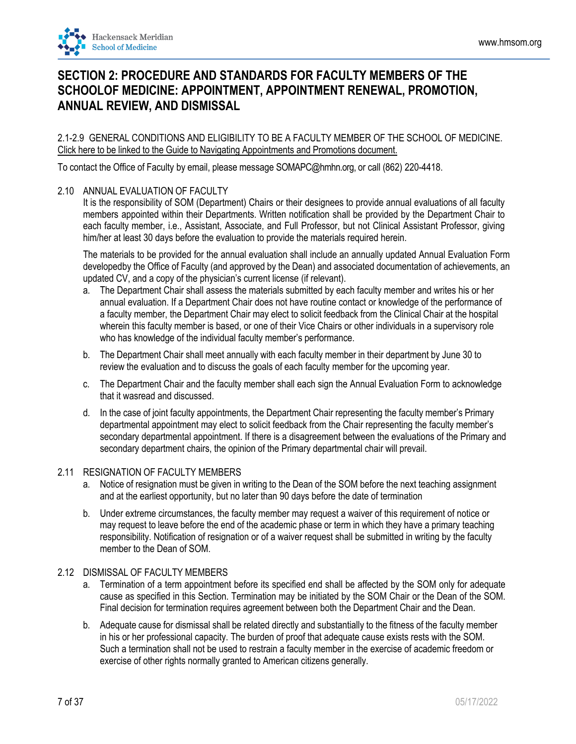# SECTION 2: PROCEDURE AND STANDARDS FOR FACULTY MEMBERS OF THE SCHOOLOF MEDICINE: APPOINTMENT, APPOINTMENT RENEWAL, PROMOTION, ANNUAL REVIEW, AND DISMISSAL

2.1-2.9 GENERAL CONDITIONS AND ELIGIBILITY TO BE A FACULTY MEMBER OF THE SCHOOL OF MEDICINE.
Click here to be linked to the Guide to Navigating Appointments and Promotions document.

To contact the Office of Faculty by email, please message SOMAPC@hmhn.org, or call (862) 220-4418.

2.10 ANNUAL EVALUATION OF FACULTY

It is the responsibility of SOM (Department) Chairs or their designees to provide annual evaluations of all faculty members appointed within their Departments. Written notification shall be provided by the Department Chair to each faculty member, i.e., Assistant, Associate, and Full Professor, but not Clinical Assistant Professor, giving him/her at least 30 days before the evaluation to provide the materials required herein.

The materials to be provided for the annual evaluation shall include an annually updated Annual Evaluation Form developedby the Office of Faculty (and approved by the Dean) and associated documentation of achievements, an updated CV, and a copy of the physician's current license (if relevant).

a. The Department Chair shall assess the materials submitted by each faculty member and writes his or her annual evaluation. If a Department Chair does not have routine contact or knowledge of the performance of a faculty member, the Department Chair may elect to solicit feedback from the Clinical Chair at the hospital wherein this faculty member is based, or one of their Vice Chairs or other individuals in a supervisory role who has knowledge of the individual faculty member's performance.

b. The Department Chair shall meet annually with each faculty member in their department by June 30 to review the evaluation and to discuss the goals of each faculty member for the upcoming year.

c. The Department Chair and the faculty member shall each sign the Annual Evaluation Form to acknowledge that it wasread and discussed.

d. In the case of joint faculty appointments, the Department Chair representing the faculty member's Primary departmental appointment may elect to solicit feedback from the Chair representing the faculty member's secondary departmental appointment. If there is a disagreement between the evaluations of the Primary and secondary department chairs, the opinion of the Primary departmental chair will prevail.

2.11 RESIGNATION OF FACULTY MEMBERS

a. Notice of resignation must be given in writing to the Dean of the SOM before the next teaching assignment and at the earliest opportunity, but no later than 90 days before the date of termination

b. Under extreme circumstances, the faculty member may request a waiver of this requirement of notice or may request to leave before the end of the academic phase or term in which they have a primary teaching responsibility. Notification of resignation or of a waiver request shall be submitted in writing by the faculty member to the Dean of SOM.

2.12 DISMISSAL OF FACULTY MEMBERS

a. Termination of a term appointment before its specified end shall be affected by the SOM only for adequate cause as specified in this Section. Termination may be initiated by the SOM Chair or the Dean of the SOM. Final decision for termination requires agreement between both the Department Chair and the Dean.

b. Adequate cause for dismissal shall be related directly and substantially to the fitness of the faculty member in his or her professional capacity. The burden of proof that adequate cause exists rests with the SOM. Such a termination shall not be used to restrain a faculty member in the exercise of academic freedom or exercise of other rights normally granted to American citizens generally.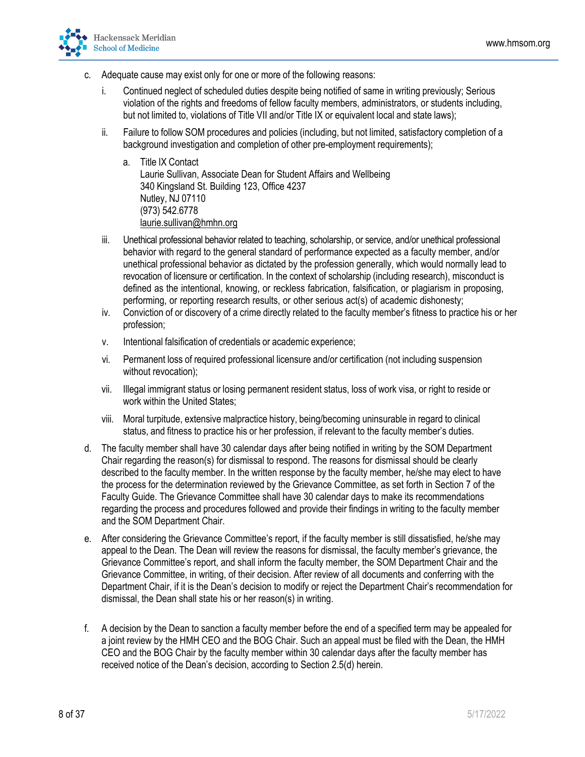c. Adequate cause may exist only for one or more of the following reasons:

   i. Continued neglect of scheduled duties despite being notified of same in writing previously; Serious violation of the rights and freedoms of fellow faculty members, administrators, or students including, but not limited to, violations of Title VII and/or Title IX or equivalent local and state laws);

   ii. Failure to follow SOM procedures and policies (including, but not limited, satisfactory completion of a background investigation and completion of other pre-employment requirements);

      a. Title IX Contact  
         Laurie Sullivan, Associate Dean for Student Affairs and Wellbeing  
         340 Kingsland St. Building 123, Office 4237  
         Nutley, NJ 07110  
         (973) 542.6778  
         laurie.sullivan@hmhn.org

   iii. Unethical professional behavior related to teaching, scholarship, or service, and/or unethical professional behavior with regard to the general standard of performance expected as a faculty member, and/or unethical professional behavior as dictated by the profession generally, which would normally lead to revocation of licensure or certification. In the context of scholarship (including research), misconduct is defined as the intentional, knowing, or reckless fabrication, falsification, or plagiarism in proposing, performing, or reporting research results, or other serious act(s) of academic dishonesty;

   iv. Conviction of or discovery of a crime directly related to the faculty member's fitness to practice his or her profession;

   v. Intentional falsification of credentials or academic experience;

   vi. Permanent loss of required professional licensure and/or certification (not including suspension without revocation);

   vii. Illegal immigrant status or losing permanent resident status, loss of work visa, or right to reside or work within the United States;

   viii. Moral turpitude, extensive malpractice history, being/becoming uninsurable in regard to clinical status, and fitness to practice his or her profession, if relevant to the faculty member's duties.

d. The faculty member shall have 30 calendar days after being notified in writing by the SOM Department Chair regarding the reason(s) for dismissal to respond. The reasons for dismissal should be clearly described to the faculty member. In the written response by the faculty member, he/she may elect to have the process for the determination reviewed by the Grievance Committee, as set forth in Section 7 of the Faculty Guide. The Grievance Committee shall have 30 calendar days to make its recommendations regarding the process and procedures followed and provide their findings in writing to the faculty member and the SOM Department Chair.

e. After considering the Grievance Committee's report, if the faculty member is still dissatisfied, he/she may appeal to the Dean. The Dean will review the reasons for dismissal, the faculty member's grievance, the Grievance Committee's report, and shall inform the faculty member, the SOM Department Chair and the Grievance Committee, in writing, of their decision. After review of all documents and conferring with the Department Chair, if it is the Dean's decision to modify or reject the Department Chair's recommendation for dismissal, the Dean shall state his or her reason(s) in writing.

f. A decision by the Dean to sanction a faculty member before the end of a specified term may be appealed for a joint review by the HMH CEO and the BOG Chair. Such an appeal must be filed with the Dean, the HMH CEO and the BOG Chair by the faculty member within 30 calendar days after the faculty member has received notice of the Dean's decision, according to Section 2.5(d) herein.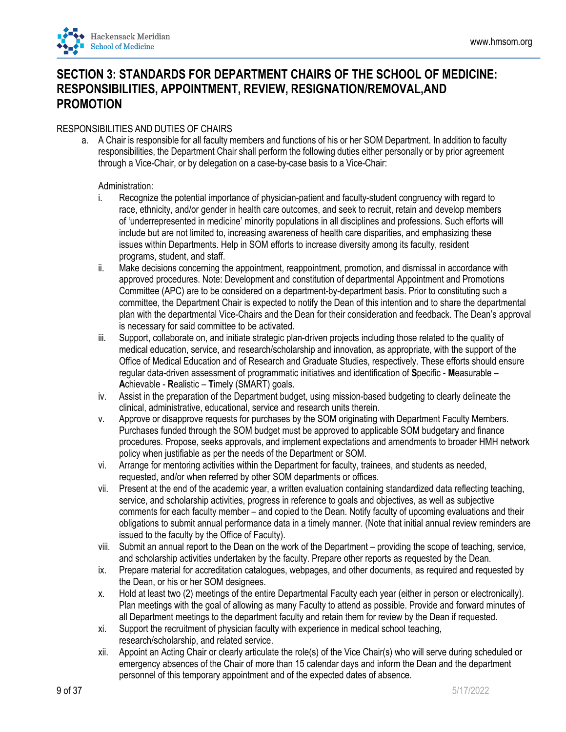# SECTION 3: STANDARDS FOR DEPARTMENT CHAIRS OF THE SCHOOL OF MEDICINE: RESPONSIBILITIES, APPOINTMENT, REVIEW, RESIGNATION/REMOVAL,AND PROMOTION

RESPONSIBILITIES AND DUTIES OF CHAIRS

a. A Chair is responsible for all faculty members and functions of his or her SOM Department. In addition to faculty responsibilities, the Department Chair shall perform the following duties either personally or by prior agreement through a Vice-Chair, or by delegation on a case-by-case basis to a Vice-Chair:

   Administration:

   i. Recognize the potential importance of physician-patient and faculty-student congruency with regard to race, ethnicity, and/or gender in health care outcomes, and seek to recruit, retain and develop members of 'underrepresented in medicine' minority populations in all disciplines and professions. Such efforts will include but are not limited to, increasing awareness of health care disparities, and emphasizing these issues within Departments. Help in SOM efforts to increase diversity among its faculty, resident programs, student, and staff.
   ii. Make decisions concerning the appointment, reappointment, promotion, and dismissal in accordance with approved procedures. Note: Development and constitution of departmental Appointment and Promotions Committee (APC) are to be considered on a department-by-department basis. Prior to constituting such a committee, the Department Chair is expected to notify the Dean of this intention and to share the departmental plan with the departmental Vice-Chairs and the Dean for their consideration and feedback. The Dean's approval is necessary for said committee to be activated.
   iii. Support, collaborate on, and initiate strategic plan-driven projects including those related to the quality of medical education, service, and research/scholarship and innovation, as appropriate, with the support of the Office of Medical Education and of Research and Graduate Studies, respectively. These efforts should ensure regular data-driven assessment of programmatic initiatives and identification of **S**pecific - **M**easurable – **A**chievable - **R**ealistic – **T**imely (SMART) goals.
   iv. Assist in the preparation of the Department budget, using mission-based budgeting to clearly delineate the clinical, administrative, educational, service and research units therein.
   v. Approve or disapprove requests for purchases by the SOM originating with Department Faculty Members. Purchases funded through the SOM budget must be approved to applicable SOM budgetary and finance procedures. Propose, seeks approvals, and implement expectations and amendments to broader HMH network policy when justifiable as per the needs of the Department or SOM.
   vi. Arrange for mentoring activities within the Department for faculty, trainees, and students as needed, requested, and/or when referred by other SOM departments or offices.
   vii. Present at the end of the academic year, a written evaluation containing standardized data reflecting teaching, service, and scholarship activities, progress in reference to goals and objectives, as well as subjective comments for each faculty member – and copied to the Dean. Notify faculty of upcoming evaluations and their obligations to submit annual performance data in a timely manner. (Note that initial annual review reminders are issued to the faculty by the Office of Faculty).
   viii. Submit an annual report to the Dean on the work of the Department – providing the scope of teaching, service, and scholarship activities undertaken by the faculty. Prepare other reports as requested by the Dean.
   ix. Prepare material for accreditation catalogues, webpages, and other documents, as required and requested by the Dean, or his or her SOM designees.
   x. Hold at least two (2) meetings of the entire Departmental Faculty each year (either in person or electronically). Plan meetings with the goal of allowing as many Faculty to attend as possible. Provide and forward minutes of all Department meetings to the department faculty and retain them for review by the Dean if requested.
   xi. Support the recruitment of physician faculty with experience in medical school teaching, research/scholarship, and related service.
   xii. Appoint an Acting Chair or clearly articulate the role(s) of the Vice Chair(s) who will serve during scheduled or emergency absences of the Chair of more than 15 calendar days and inform the Dean and the department personnel of this temporary appointment and of the expected dates of absence.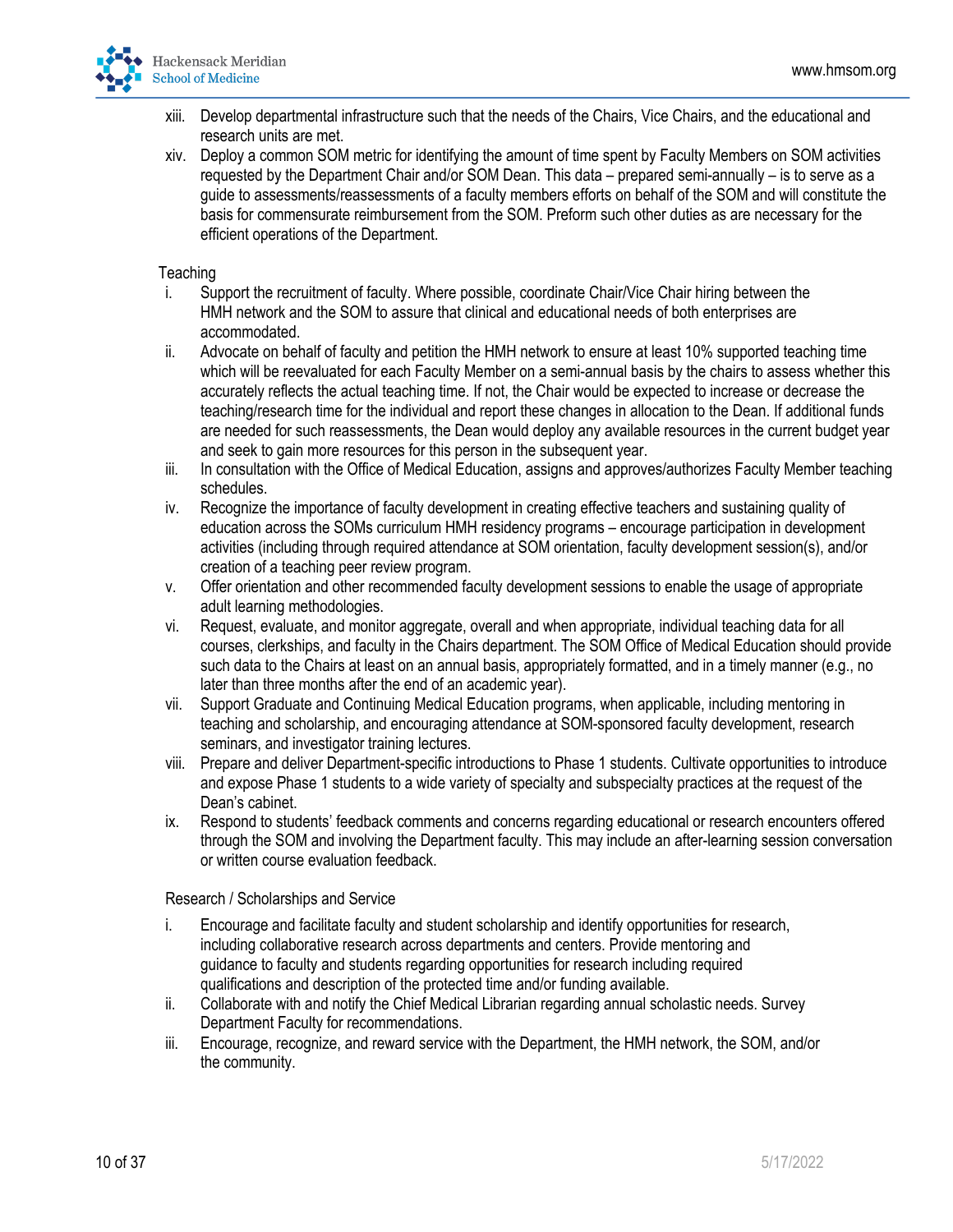xiii. Develop departmental infrastructure such that the needs of the Chairs, Vice Chairs, and the educational and research units are met.

xiv. Deploy a common SOM metric for identifying the amount of time spent by Faculty Members on SOM activities requested by the Department Chair and/or SOM Dean. This data – prepared semi-annually – is to serve as a guide to assessments/reassessments of a faculty members efforts on behalf of the SOM and will constitute the basis for commensurate reimbursement from the SOM. Preform such other duties as are necessary for the efficient operations of the Department.

Teaching

i. Support the recruitment of faculty. Where possible, coordinate Chair/Vice Chair hiring between the HMH network and the SOM to assure that clinical and educational needs of both enterprises are accommodated.

ii. Advocate on behalf of faculty and petition the HMH network to ensure at least 10% supported teaching time which will be reevaluated for each Faculty Member on a semi-annual basis by the chairs to assess whether this accurately reflects the actual teaching time. If not, the Chair would be expected to increase or decrease the teaching/research time for the individual and report these changes in allocation to the Dean. If additional funds are needed for such reassessments, the Dean would deploy any available resources in the current budget year and seek to gain more resources for this person in the subsequent year.

iii. In consultation with the Office of Medical Education, assigns and approves/authorizes Faculty Member teaching schedules.

iv. Recognize the importance of faculty development in creating effective teachers and sustaining quality of education across the SOMs curriculum HMH residency programs – encourage participation in development activities (including through required attendance at SOM orientation, faculty development session(s), and/or creation of a teaching peer review program.

v. Offer orientation and other recommended faculty development sessions to enable the usage of appropriate adult learning methodologies.

vi. Request, evaluate, and monitor aggregate, overall and when appropriate, individual teaching data for all courses, clerkships, and faculty in the Chairs department. The SOM Office of Medical Education should provide such data to the Chairs at least on an annual basis, appropriately formatted, and in a timely manner (e.g., no later than three months after the end of an academic year).

vii. Support Graduate and Continuing Medical Education programs, when applicable, including mentoring in teaching and scholarship, and encouraging attendance at SOM-sponsored faculty development, research seminars, and investigator training lectures.

viii. Prepare and deliver Department-specific introductions to Phase 1 students. Cultivate opportunities to introduce and expose Phase 1 students to a wide variety of specialty and subspecialty practices at the request of the Dean's cabinet.

ix. Respond to students' feedback comments and concerns regarding educational or research encounters offered through the SOM and involving the Department faculty. This may include an after-learning session conversation or written course evaluation feedback.

Research / Scholarships and Service

i. Encourage and facilitate faculty and student scholarship and identify opportunities for research, including collaborative research across departments and centers. Provide mentoring and guidance to faculty and students regarding opportunities for research including required qualifications and description of the protected time and/or funding available.

ii. Collaborate with and notify the Chief Medical Librarian regarding annual scholastic needs. Survey Department Faculty for recommendations.

iii. Encourage, recognize, and reward service with the Department, the HMH network, the SOM, and/or the community.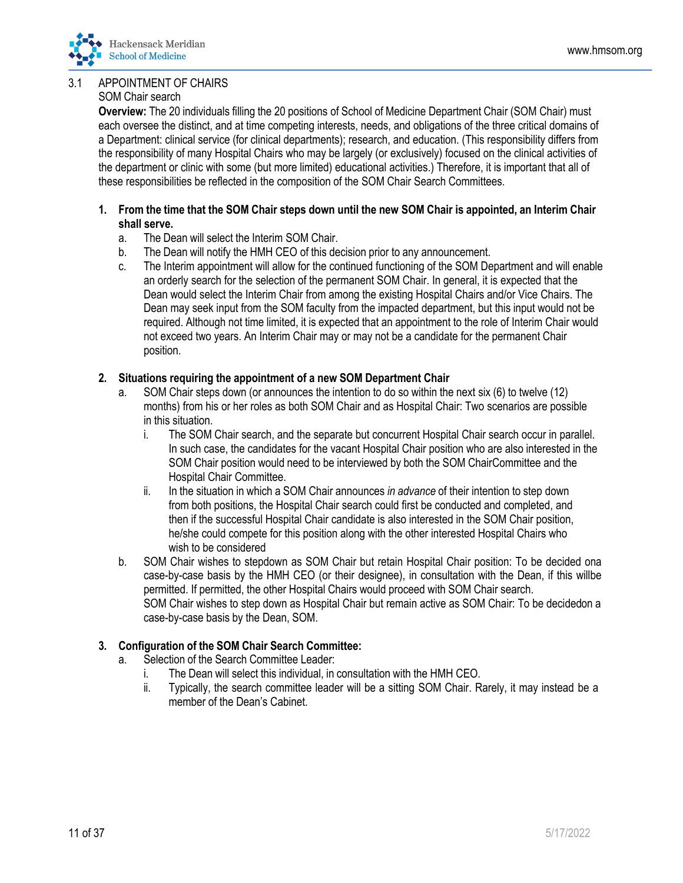## 3.1 APPOINTMENT OF CHAIRS

SOM Chair search

**Overview:** The 20 individuals filling the 20 positions of School of Medicine Department Chair (SOM Chair) must each oversee the distinct, and at time competing interests, needs, and obligations of the three critical domains of a Department: clinical service (for clinical departments); research, and education. (This responsibility differs from the responsibility of many Hospital Chairs who may be largely (or exclusively) focused on the clinical activities of the department or clinic with some (but more limited) educational activities.) Therefore, it is important that all of these responsibilities be reflected in the composition of the SOM Chair Search Committees.

1. **From the time that the SOM Chair steps down until the new SOM Chair is appointed, an Interim Chair shall serve.**
   a. The Dean will select the Interim SOM Chair.
   b. The Dean will notify the HMH CEO of this decision prior to any announcement.
   c. The Interim appointment will allow for the continued functioning of the SOM Department and will enable an orderly search for the selection of the permanent SOM Chair. In general, it is expected that the Dean would select the Interim Chair from among the existing Hospital Chairs and/or Vice Chairs. The Dean may seek input from the SOM faculty from the impacted department, but this input would not be required. Although not time limited, it is expected that an appointment to the role of Interim Chair would not exceed two years. An Interim Chair may or may not be a candidate for the permanent Chair position.

2. **Situations requiring the appointment of a new SOM Department Chair**
   a. SOM Chair steps down (or announces the intention to do so within the next six (6) to twelve (12) months) from his or her roles as both SOM Chair and as Hospital Chair: Two scenarios are possible in this situation.
      i. The SOM Chair search, and the separate but concurrent Hospital Chair search occur in parallel. In such case, the candidates for the vacant Hospital Chair position who are also interested in the SOM Chair position would need to be interviewed by both the SOM ChairCommittee and the Hospital Chair Committee.
      ii. In the situation in which a SOM Chair announces *in advance* of their intention to step down from both positions, the Hospital Chair search could first be conducted and completed, and then if the successful Hospital Chair candidate is also interested in the SOM Chair position, he/she could compete for this position along with the other interested Hospital Chairs who wish to be considered
   b. SOM Chair wishes to stepdown as SOM Chair but retain Hospital Chair position: To be decided ona case-by-case basis by the HMH CEO (or their designee), in consultation with the Dean, if this willbe permitted. If permitted, the other Hospital Chairs would proceed with SOM Chair search.
      SOM Chair wishes to step down as Hospital Chair but remain active as SOM Chair: To be decidedon a case-by-case basis by the Dean, SOM.

3. **Configuration of the SOM Chair Search Committee:**
   a. Selection of the Search Committee Leader:
      i. The Dean will select this individual, in consultation with the HMH CEO.
      ii. Typically, the search committee leader will be a sitting SOM Chair. Rarely, it may instead be a member of the Dean's Cabinet.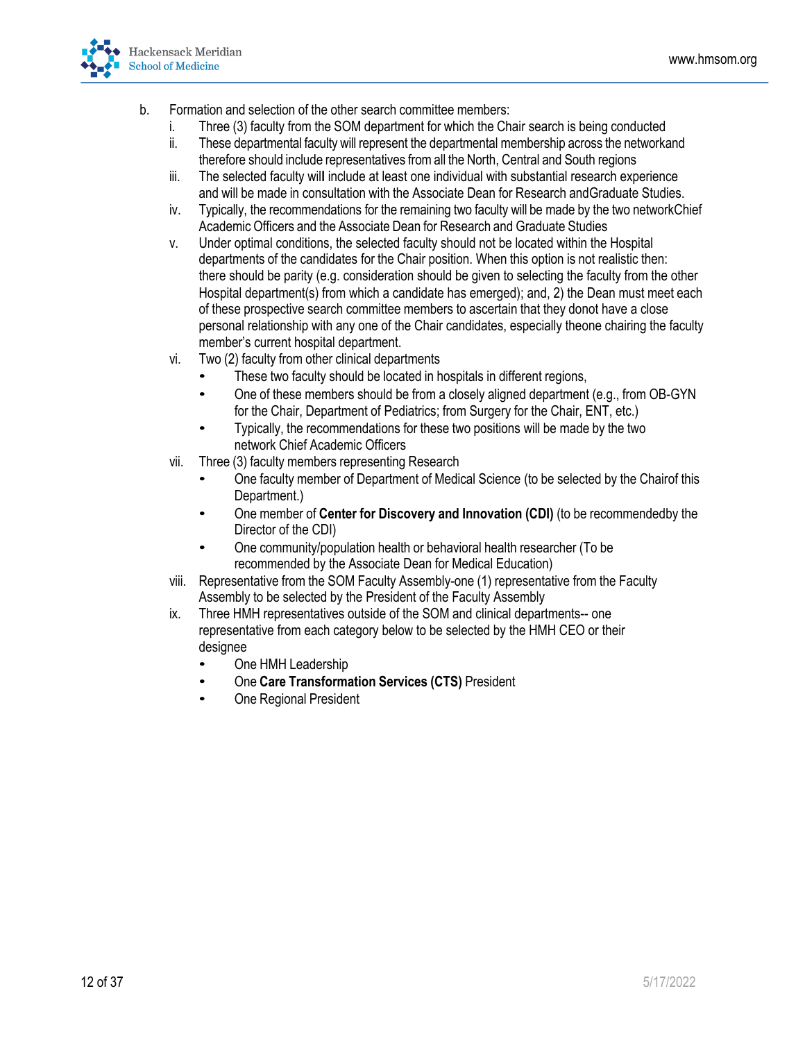b. Formation and selection of the other search committee members:
   i. Three (3) faculty from the SOM department for which the Chair search is being conducted
   ii. These departmental faculty will represent the departmental membership across the networkand therefore should include representatives from all the North, Central and South regions
   iii. The selected faculty will include at least one individual with substantial research experience and will be made in consultation with the Associate Dean for Research andGraduate Studies.
   iv. Typically, the recommendations for the remaining two faculty will be made by the two networkChief Academic Officers and the Associate Dean for Research and Graduate Studies
   v. Under optimal conditions, the selected faculty should not be located within the Hospital departments of the candidates for the Chair position. When this option is not realistic then: there should be parity (e.g. consideration should be given to selecting the faculty from the other Hospital department(s) from which a candidate has emerged); and, 2) the Dean must meet each of these prospective search committee members to ascertain that they donot have a close personal relationship with any one of the Chair candidates, especially theone chairing the faculty member's current hospital department.
   vi. Two (2) faculty from other clinical departments
      - These two faculty should be located in hospitals in different regions,
      - One of these members should be from a closely aligned department (e.g., from OB-GYN for the Chair, Department of Pediatrics; from Surgery for the Chair, ENT, etc.)
      - Typically, the recommendations for these two positions will be made by the two network Chief Academic Officers
   vii. Three (3) faculty members representing Research
      - One faculty member of Department of Medical Science (to be selected by the Chairof this Department.)
      - One member of **Center for Discovery and Innovation (CDI)** (to be recommendedby the Director of the CDI)
      - One community/population health or behavioral health researcher (To be recommended by the Associate Dean for Medical Education)
   viii. Representative from the SOM Faculty Assembly-one (1) representative from the Faculty Assembly to be selected by the President of the Faculty Assembly
   ix. Three HMH representatives outside of the SOM and clinical departments-- one representative from each category below to be selected by the HMH CEO or their designee
      - One HMH Leadership
      - One **Care Transformation Services (CTS)** President
      - One Regional President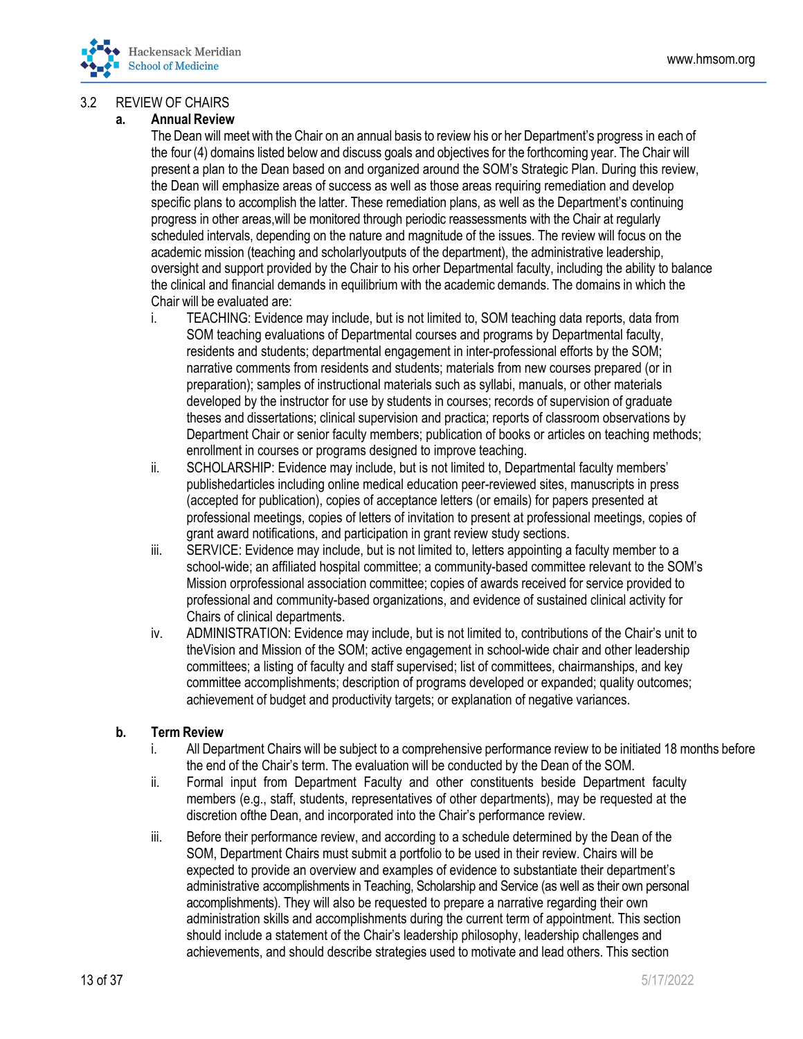3.2 REVIEW OF CHAIRS

**a. Annual Review**

The Dean will meet with the Chair on an annual basis to review his or her Department's progress in each of the four (4) domains listed below and discuss goals and objectives for the forthcoming year. The Chair will present a plan to the Dean based on and organized around the SOM's Strategic Plan. During this review, the Dean will emphasize areas of success as well as those areas requiring remediation and develop specific plans to accomplish the latter. These remediation plans, as well as the Department's continuing progress in other areas,will be monitored through periodic reassessments with the Chair at regularly scheduled intervals, depending on the nature and magnitude of the issues. The review will focus on the academic mission (teaching and scholarlyoutputs of the department), the administrative leadership, oversight and support provided by the Chair to his orher Departmental faculty, including the ability to balance the clinical and financial demands in equilibrium with the academic demands. The domains in which the Chair will be evaluated are:

i. TEACHING: Evidence may include, but is not limited to, SOM teaching data reports, data from SOM teaching evaluations of Departmental courses and programs by Departmental faculty, residents and students; departmental engagement in inter-professional efforts by the SOM; narrative comments from residents and students; materials from new courses prepared (or in preparation); samples of instructional materials such as syllabi, manuals, or other materials developed by the instructor for use by students in courses; records of supervision of graduate theses and dissertations; clinical supervision and practica; reports of classroom observations by Department Chair or senior faculty members; publication of books or articles on teaching methods; enrollment in courses or programs designed to improve teaching.

ii. SCHOLARSHIP: Evidence may include, but is not limited to, Departmental faculty members' publishedarticles including online medical education peer-reviewed sites, manuscripts in press (accepted for publication), copies of acceptance letters (or emails) for papers presented at professional meetings, copies of letters of invitation to present at professional meetings, copies of grant award notifications, and participation in grant review study sections.

iii. SERVICE: Evidence may include, but is not limited to, letters appointing a faculty member to a school-wide; an affiliated hospital committee; a community-based committee relevant to the SOM's Mission orprofessional association committee; copies of awards received for service provided to professional and community-based organizations, and evidence of sustained clinical activity for Chairs of clinical departments.

iv. ADMINISTRATION: Evidence may include, but is not limited to, contributions of the Chair's unit to theVision and Mission of the SOM; active engagement in school-wide chair and other leadership committees; a listing of faculty and staff supervised; list of committees, chairmanships, and key committee accomplishments; description of programs developed or expanded; quality outcomes; achievement of budget and productivity targets; or explanation of negative variances.

**b. Term Review**

i. All Department Chairs will be subject to a comprehensive performance review to be initiated 18 months before the end of the Chair's term. The evaluation will be conducted by the Dean of the SOM.

ii. Formal input from Department Faculty and other constituents beside Department faculty members (e.g., staff, students, representatives of other departments), may be requested at the discretion ofthe Dean, and incorporated into the Chair's performance review.

iii. Before their performance review, and according to a schedule determined by the Dean of the SOM, Department Chairs must submit a portfolio to be used in their review. Chairs will be expected to provide an overview and examples of evidence to substantiate their department's administrative accomplishments in Teaching, Scholarship and Service (as well as their own personal accomplishments). They will also be requested to prepare a narrative regarding their own administration skills and accomplishments during the current term of appointment. This section should include a statement of the Chair's leadership philosophy, leadership challenges and achievements, and should describe strategies used to motivate and lead others. This section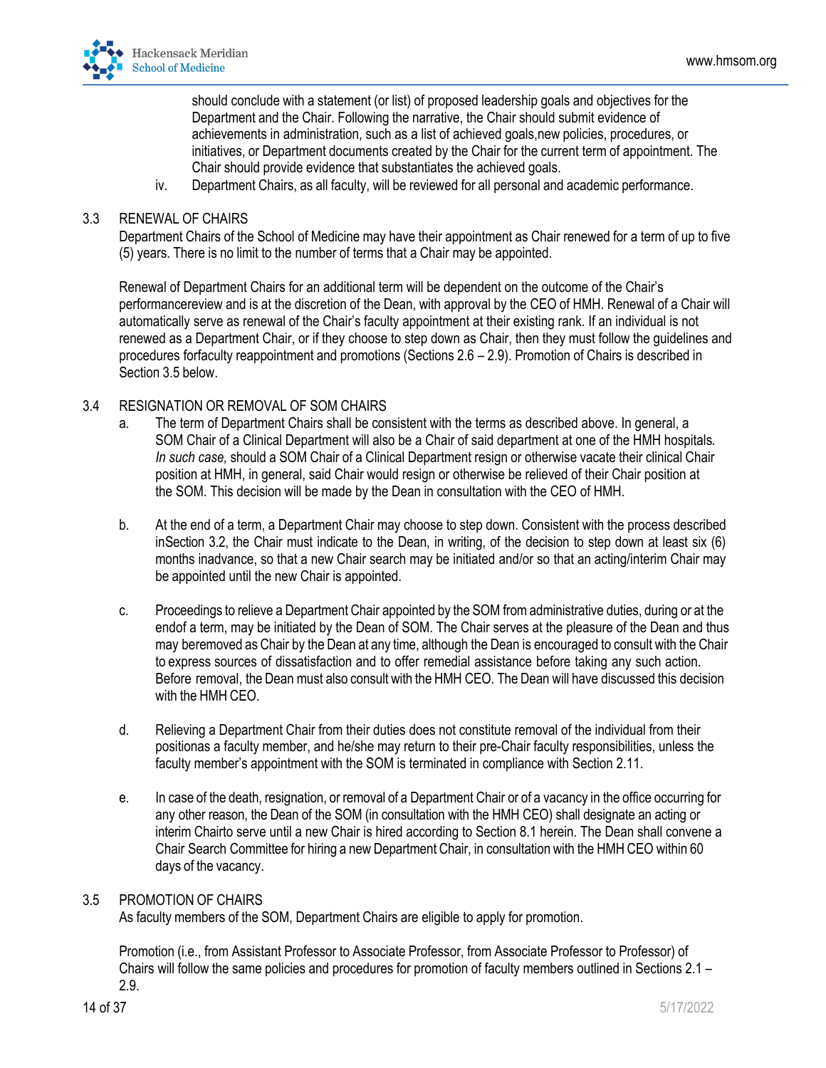should conclude with a statement (or list) of proposed leadership goals and objectives for the Department and the Chair. Following the narrative, the Chair should submit evidence of achievements in administration, such as a list of achieved goals,new policies, procedures, or initiatives, or Department documents created by the Chair for the current term of appointment. The Chair should provide evidence that substantiates the achieved goals.

iv. Department Chairs, as all faculty, will be reviewed for all personal and academic performance.

## 3.3 RENEWAL OF CHAIRS

Department Chairs of the School of Medicine may have their appointment as Chair renewed for a term of up to five (5) years. There is no limit to the number of terms that a Chair may be appointed.

Renewal of Department Chairs for an additional term will be dependent on the outcome of the Chair's performancereview and is at the discretion of the Dean, with approval by the CEO of HMH. Renewal of a Chair will automatically serve as renewal of the Chair's faculty appointment at their existing rank. If an individual is not renewed as a Department Chair, or if they choose to step down as Chair, then they must follow the guidelines and procedures forfaculty reappointment and promotions (Sections 2.6 – 2.9). Promotion of Chairs is described in Section 3.5 below.

## 3.4 RESIGNATION OR REMOVAL OF SOM CHAIRS

a. The term of Department Chairs shall be consistent with the terms as described above. In general, a SOM Chair of a Clinical Department will also be a Chair of said department at one of the HMH hospitals. *In such case,* should a SOM Chair of a Clinical Department resign or otherwise vacate their clinical Chair position at HMH, in general, said Chair would resign or otherwise be relieved of their Chair position at the SOM. This decision will be made by the Dean in consultation with the CEO of HMH.

b. At the end of a term, a Department Chair may choose to step down. Consistent with the process described inSection 3.2, the Chair must indicate to the Dean, in writing, of the decision to step down at least six (6) months inadvance, so that a new Chair search may be initiated and/or so that an acting/interim Chair may be appointed until the new Chair is appointed.

c. Proceedings to relieve a Department Chair appointed by the SOM from administrative duties, during or at the endof a term, may be initiated by the Dean of SOM. The Chair serves at the pleasure of the Dean and thus may beremoved as Chair by the Dean at any time, although the Dean is encouraged to consult with the Chair to express sources of dissatisfaction and to offer remedial assistance before taking any such action. Before removal, the Dean must also consult with the HMH CEO. The Dean will have discussed this decision with the HMH CEO.

d. Relieving a Department Chair from their duties does not constitute removal of the individual from their positionas a faculty member, and he/she may return to their pre-Chair faculty responsibilities, unless the faculty member's appointment with the SOM is terminated in compliance with Section 2.11.

e. In case of the death, resignation, or removal of a Department Chair or of a vacancy in the office occurring for any other reason, the Dean of the SOM (in consultation with the HMH CEO) shall designate an acting or interim Chairto serve until a new Chair is hired according to Section 8.1 herein. The Dean shall convene a Chair Search Committee for hiring a new Department Chair, in consultation with the HMH CEO within 60 days of the vacancy.

## 3.5 PROMOTION OF CHAIRS

As faculty members of the SOM, Department Chairs are eligible to apply for promotion.

Promotion (i.e., from Assistant Professor to Associate Professor, from Associate Professor to Professor) of Chairs will follow the same policies and procedures for promotion of faculty members outlined in Sections 2.1 – 2.9.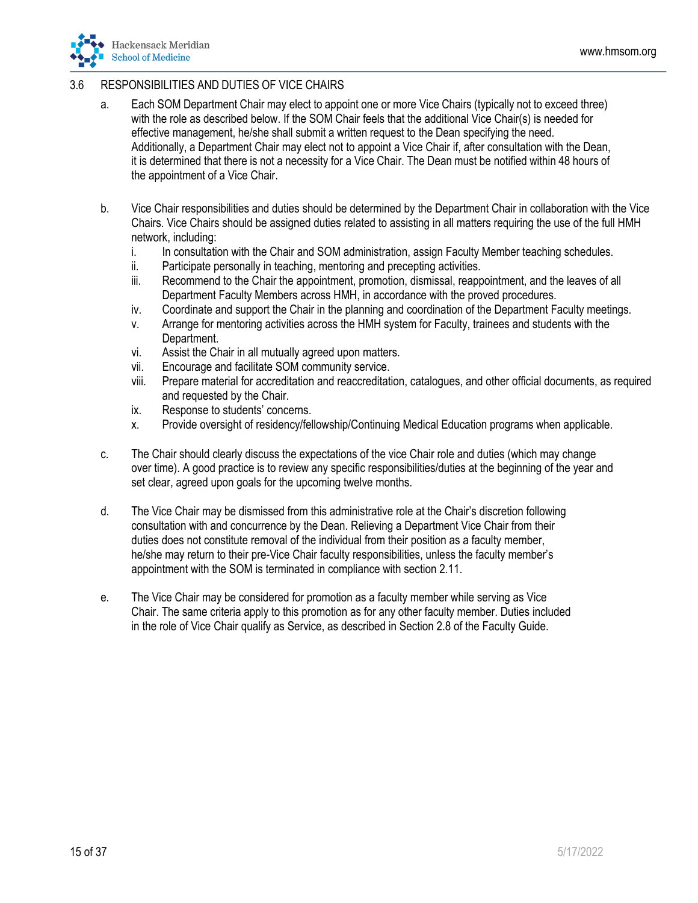## 3.6 RESPONSIBILITIES AND DUTIES OF VICE CHAIRS

a. Each SOM Department Chair may elect to appoint one or more Vice Chairs (typically not to exceed three) with the role as described below. If the SOM Chair feels that the additional Vice Chair(s) is needed for effective management, he/she shall submit a written request to the Dean specifying the need. Additionally, a Department Chair may elect not to appoint a Vice Chair if, after consultation with the Dean, it is determined that there is not a necessity for a Vice Chair. The Dean must be notified within 48 hours of the appointment of a Vice Chair.

b. Vice Chair responsibilities and duties should be determined by the Department Chair in collaboration with the Vice Chairs. Vice Chairs should be assigned duties related to assisting in all matters requiring the use of the full HMH network, including:
   i. In consultation with the Chair and SOM administration, assign Faculty Member teaching schedules.
   ii. Participate personally in teaching, mentoring and precepting activities.
   iii. Recommend to the Chair the appointment, promotion, dismissal, reappointment, and the leaves of all Department Faculty Members across HMH, in accordance with the proved procedures.
   iv. Coordinate and support the Chair in the planning and coordination of the Department Faculty meetings.
   v. Arrange for mentoring activities across the HMH system for Faculty, trainees and students with the Department.
   vi. Assist the Chair in all mutually agreed upon matters.
   vii. Encourage and facilitate SOM community service.
   viii. Prepare material for accreditation and reaccreditation, catalogues, and other official documents, as required and requested by the Chair.
   ix. Response to students' concerns.
   x. Provide oversight of residency/fellowship/Continuing Medical Education programs when applicable.

c. The Chair should clearly discuss the expectations of the vice Chair role and duties (which may change over time). A good practice is to review any specific responsibilities/duties at the beginning of the year and set clear, agreed upon goals for the upcoming twelve months.

d. The Vice Chair may be dismissed from this administrative role at the Chair's discretion following consultation with and concurrence by the Dean. Relieving a Department Vice Chair from their duties does not constitute removal of the individual from their position as a faculty member, he/she may return to their pre-Vice Chair faculty responsibilities, unless the faculty member's appointment with the SOM is terminated in compliance with section 2.11.

e. The Vice Chair may be considered for promotion as a faculty member while serving as Vice Chair. The same criteria apply to this promotion as for any other faculty member. Duties included in the role of Vice Chair qualify as Service, as described in Section 2.8 of the Faculty Guide.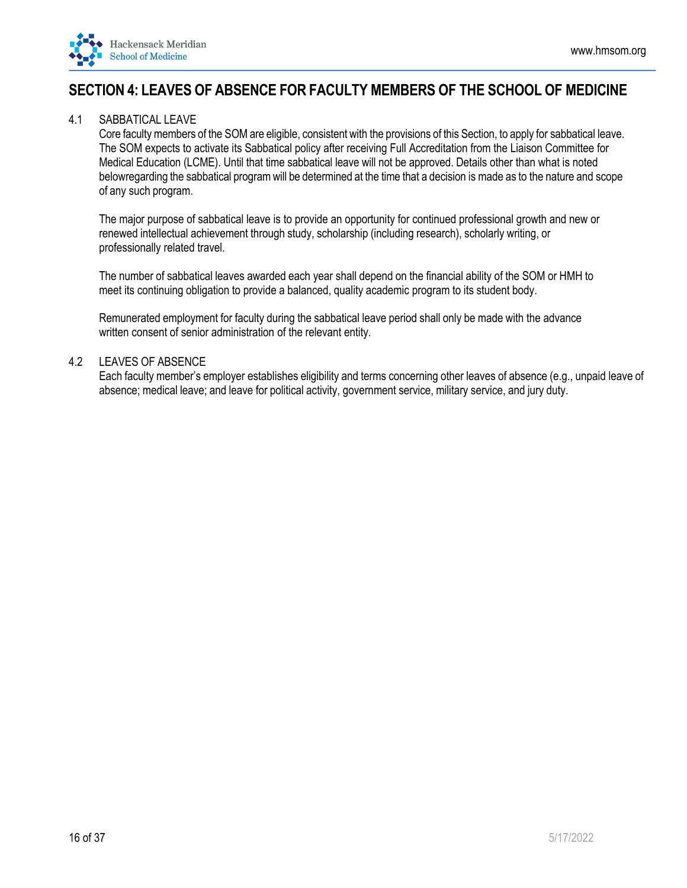## SECTION 4: LEAVES OF ABSENCE FOR FACULTY MEMBERS OF THE SCHOOL OF MEDICINE

### 4.1 SABBATICAL LEAVE

Core faculty members of the SOM are eligible, consistent with the provisions of this Section, to apply for sabbatical leave. The SOM expects to activate its Sabbatical policy after receiving Full Accreditation from the Liaison Committee for Medical Education (LCME). Until that time sabbatical leave will not be approved. Details other than what is noted belowregarding the sabbatical program will be determined at the time that a decision is made as to the nature and scope of any such program.

The major purpose of sabbatical leave is to provide an opportunity for continued professional growth and new or renewed intellectual achievement through study, scholarship (including research), scholarly writing, or professionally related travel.

The number of sabbatical leaves awarded each year shall depend on the financial ability of the SOM or HMH to meet its continuing obligation to provide a balanced, quality academic program to its student body.

Remunerated employment for faculty during the sabbatical leave period shall only be made with the advance written consent of senior administration of the relevant entity.

### 4.2 LEAVES OF ABSENCE

Each faculty member's employer establishes eligibility and terms concerning other leaves of absence (e.g., unpaid leave of absence; medical leave; and leave for political activity, government service, military service, and jury duty.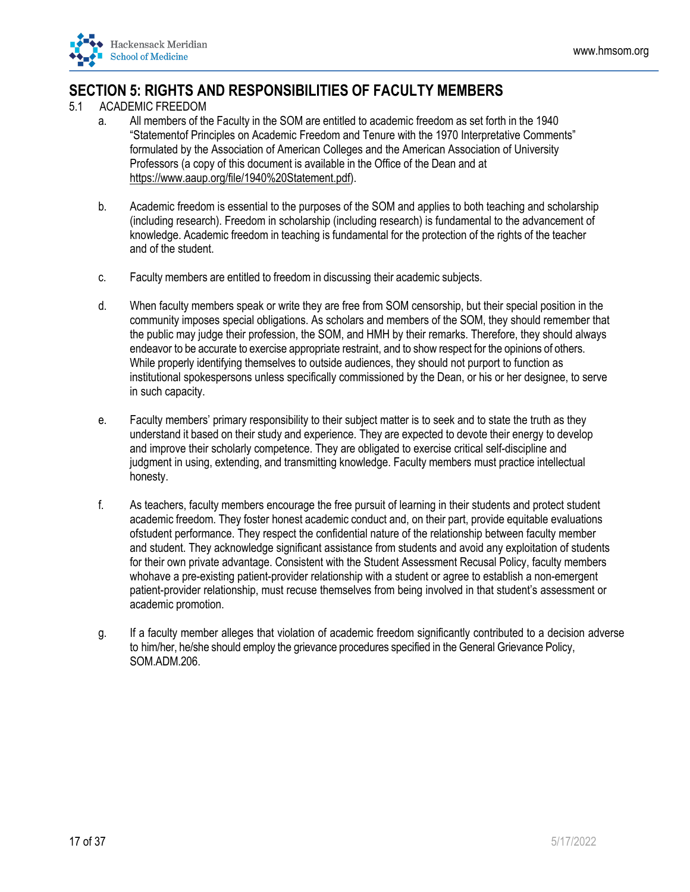## SECTION 5: RIGHTS AND RESPONSIBILITIES OF FACULTY MEMBERS

5.1 ACADEMIC FREEDOM

a. All members of the Faculty in the SOM are entitled to academic freedom as set forth in the 1940 "Statementof Principles on Academic Freedom and Tenure with the 1970 Interpretative Comments" formulated by the Association of American Colleges and the American Association of University Professors (a copy of this document is available in the Office of the Dean and at https://www.aaup.org/file/1940%20Statement.pdf).

b. Academic freedom is essential to the purposes of the SOM and applies to both teaching and scholarship (including research). Freedom in scholarship (including research) is fundamental to the advancement of knowledge. Academic freedom in teaching is fundamental for the protection of the rights of the teacher and of the student.

c. Faculty members are entitled to freedom in discussing their academic subjects.

d. When faculty members speak or write they are free from SOM censorship, but their special position in the community imposes special obligations. As scholars and members of the SOM, they should remember that the public may judge their profession, the SOM, and HMH by their remarks. Therefore, they should always endeavor to be accurate to exercise appropriate restraint, and to show respect for the opinions of others. While properly identifying themselves to outside audiences, they should not purport to function as institutional spokespersons unless specifically commissioned by the Dean, or his or her designee, to serve in such capacity.

e. Faculty members' primary responsibility to their subject matter is to seek and to state the truth as they understand it based on their study and experience. They are expected to devote their energy to develop and improve their scholarly competence. They are obligated to exercise critical self-discipline and judgment in using, extending, and transmitting knowledge. Faculty members must practice intellectual honesty.

f. As teachers, faculty members encourage the free pursuit of learning in their students and protect student academic freedom. They foster honest academic conduct and, on their part, provide equitable evaluations ofstudent performance. They respect the confidential nature of the relationship between faculty member and student. They acknowledge significant assistance from students and avoid any exploitation of students for their own private advantage. Consistent with the Student Assessment Recusal Policy, faculty members whohave a pre-existing patient-provider relationship with a student or agree to establish a non-emergent patient-provider relationship, must recuse themselves from being involved in that student's assessment or academic promotion.

g. If a faculty member alleges that violation of academic freedom significantly contributed to a decision adverse to him/her, he/she should employ the grievance procedures specified in the General Grievance Policy, SOM.ADM.206.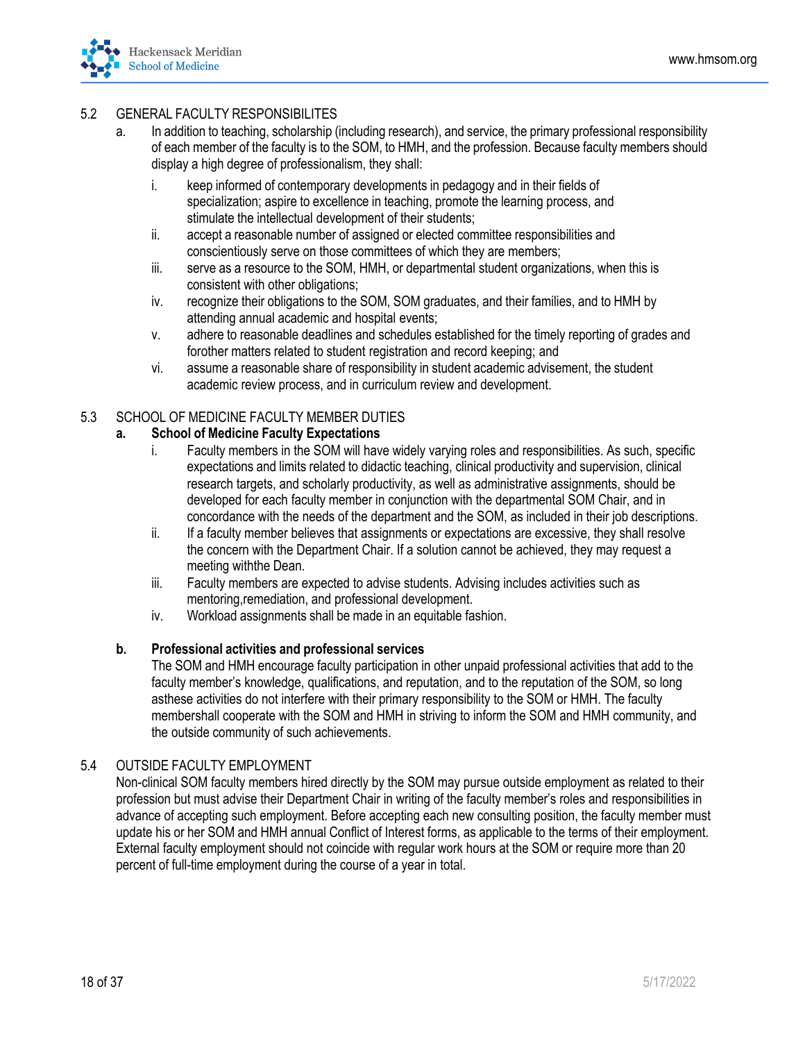## 5.2 GENERAL FACULTY RESPONSIBILITES

a. In addition to teaching, scholarship (including research), and service, the primary professional responsibility of each member of the faculty is to the SOM, to HMH, and the profession. Because faculty members should display a high degree of professionalism, they shall:

   i. keep informed of contemporary developments in pedagogy and in their fields of specialization; aspire to excellence in teaching, promote the learning process, and stimulate the intellectual development of their students;

   ii. accept a reasonable number of assigned or elected committee responsibilities and conscientiously serve on those committees of which they are members;

   iii. serve as a resource to the SOM, HMH, or departmental student organizations, when this is consistent with other obligations;

   iv. recognize their obligations to the SOM, SOM graduates, and their families, and to HMH by attending annual academic and hospital events;

   v. adhere to reasonable deadlines and schedules established for the timely reporting of grades and forother matters related to student registration and record keeping; and

   vi. assume a reasonable share of responsibility in student academic advisement, the student academic review process, and in curriculum review and development.

## 5.3 SCHOOL OF MEDICINE FACULTY MEMBER DUTIES

**a. School of Medicine Faculty Expectations**

   i. Faculty members in the SOM will have widely varying roles and responsibilities. As such, specific expectations and limits related to didactic teaching, clinical productivity and supervision, clinical research targets, and scholarly productivity, as well as administrative assignments, should be developed for each faculty member in conjunction with the departmental SOM Chair, and in concordance with the needs of the department and the SOM, as included in their job descriptions.

   ii. If a faculty member believes that assignments or expectations are excessive, they shall resolve the concern with the Department Chair. If a solution cannot be achieved, they may request a meeting withthe Dean.

   iii. Faculty members are expected to advise students. Advising includes activities such as mentoring,remediation, and professional development.

   iv. Workload assignments shall be made in an equitable fashion.

**b. Professional activities and professional services**

The SOM and HMH encourage faculty participation in other unpaid professional activities that add to the faculty member's knowledge, qualifications, and reputation, and to the reputation of the SOM, so long asthese activities do not interfere with their primary responsibility to the SOM or HMH. The faculty membershall cooperate with the SOM and HMH in striving to inform the SOM and HMH community, and the outside community of such achievements.

## 5.4 OUTSIDE FACULTY EMPLOYMENT

Non-clinical SOM faculty members hired directly by the SOM may pursue outside employment as related to their profession but must advise their Department Chair in writing of the faculty member's roles and responsibilities in advance of accepting such employment. Before accepting each new consulting position, the faculty member must update his or her SOM and HMH annual Conflict of Interest forms, as applicable to the terms of their employment. External faculty employment should not coincide with regular work hours at the SOM or require more than 20 percent of full-time employment during the course of a year in total.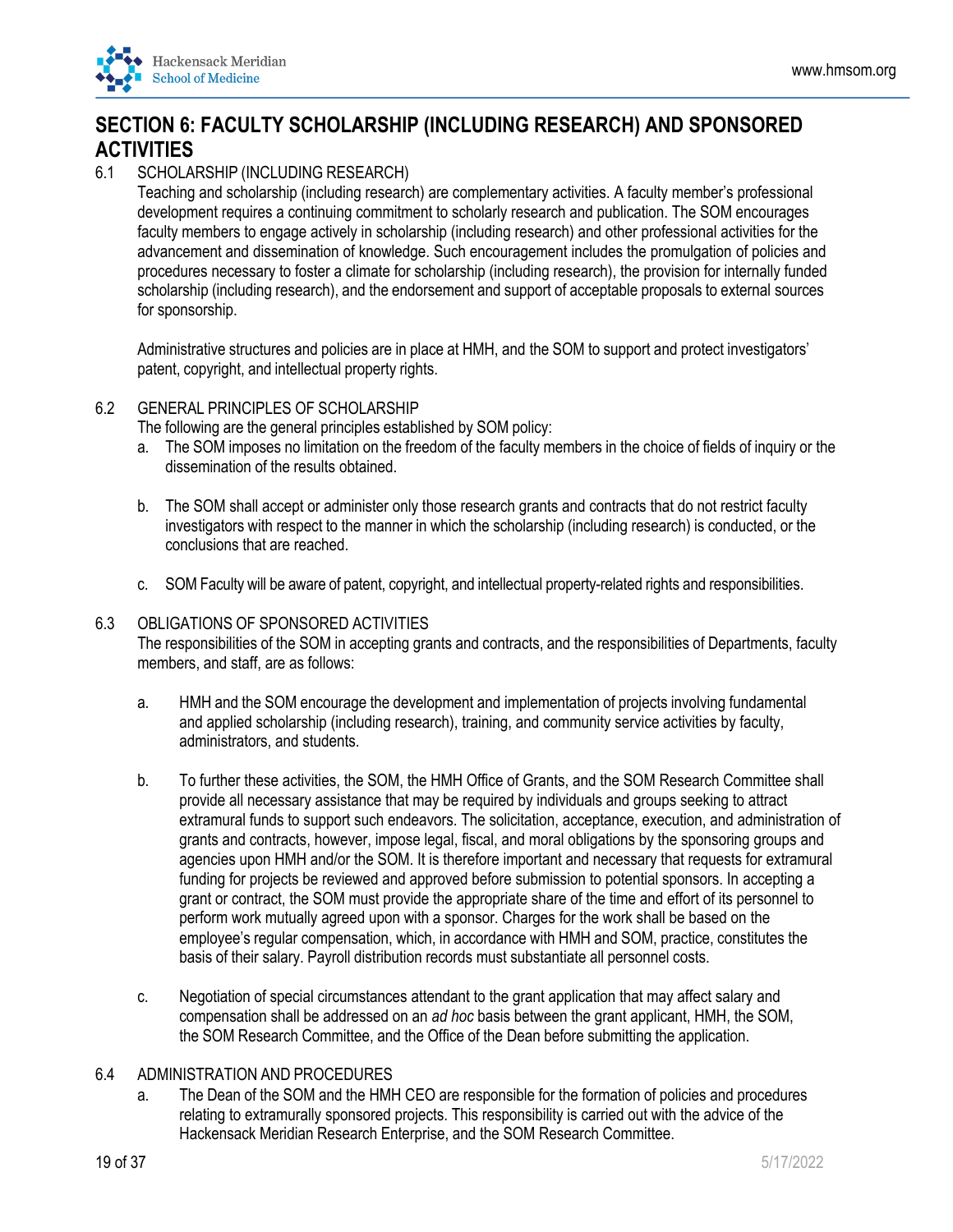# SECTION 6: FACULTY SCHOLARSHIP (INCLUDING RESEARCH) AND SPONSORED ACTIVITIES

## 6.1 SCHOLARSHIP (INCLUDING RESEARCH)

Teaching and scholarship (including research) are complementary activities. A faculty member's professional development requires a continuing commitment to scholarly research and publication. The SOM encourages faculty members to engage actively in scholarship (including research) and other professional activities for the advancement and dissemination of knowledge. Such encouragement includes the promulgation of policies and procedures necessary to foster a climate for scholarship (including research), the provision for internally funded scholarship (including research), and the endorsement and support of acceptable proposals to external sources for sponsorship.

Administrative structures and policies are in place at HMH, and the SOM to support and protect investigators' patent, copyright, and intellectual property rights.

## 6.2 GENERAL PRINCIPLES OF SCHOLARSHIP

The following are the general principles established by SOM policy:

a. The SOM imposes no limitation on the freedom of the faculty members in the choice of fields of inquiry or the dissemination of the results obtained.

b. The SOM shall accept or administer only those research grants and contracts that do not restrict faculty investigators with respect to the manner in which the scholarship (including research) is conducted, or the conclusions that are reached.

c. SOM Faculty will be aware of patent, copyright, and intellectual property-related rights and responsibilities.

## 6.3 OBLIGATIONS OF SPONSORED ACTIVITIES

The responsibilities of the SOM in accepting grants and contracts, and the responsibilities of Departments, faculty members, and staff, are as follows:

a. HMH and the SOM encourage the development and implementation of projects involving fundamental and applied scholarship (including research), training, and community service activities by faculty, administrators, and students.

b. To further these activities, the SOM, the HMH Office of Grants, and the SOM Research Committee shall provide all necessary assistance that may be required by individuals and groups seeking to attract extramural funds to support such endeavors. The solicitation, acceptance, execution, and administration of grants and contracts, however, impose legal, fiscal, and moral obligations by the sponsoring groups and agencies upon HMH and/or the SOM. It is therefore important and necessary that requests for extramural funding for projects be reviewed and approved before submission to potential sponsors. In accepting a grant or contract, the SOM must provide the appropriate share of the time and effort of its personnel to perform work mutually agreed upon with a sponsor. Charges for the work shall be based on the employee's regular compensation, which, in accordance with HMH and SOM, practice, constitutes the basis of their salary. Payroll distribution records must substantiate all personnel costs.

c. Negotiation of special circumstances attendant to the grant application that may affect salary and compensation shall be addressed on an *ad hoc* basis between the grant applicant, HMH, the SOM, the SOM Research Committee, and the Office of the Dean before submitting the application.

## 6.4 ADMINISTRATION AND PROCEDURES

a. The Dean of the SOM and the HMH CEO are responsible for the formation of policies and procedures relating to extramurally sponsored projects. This responsibility is carried out with the advice of the Hackensack Meridian Research Enterprise, and the SOM Research Committee.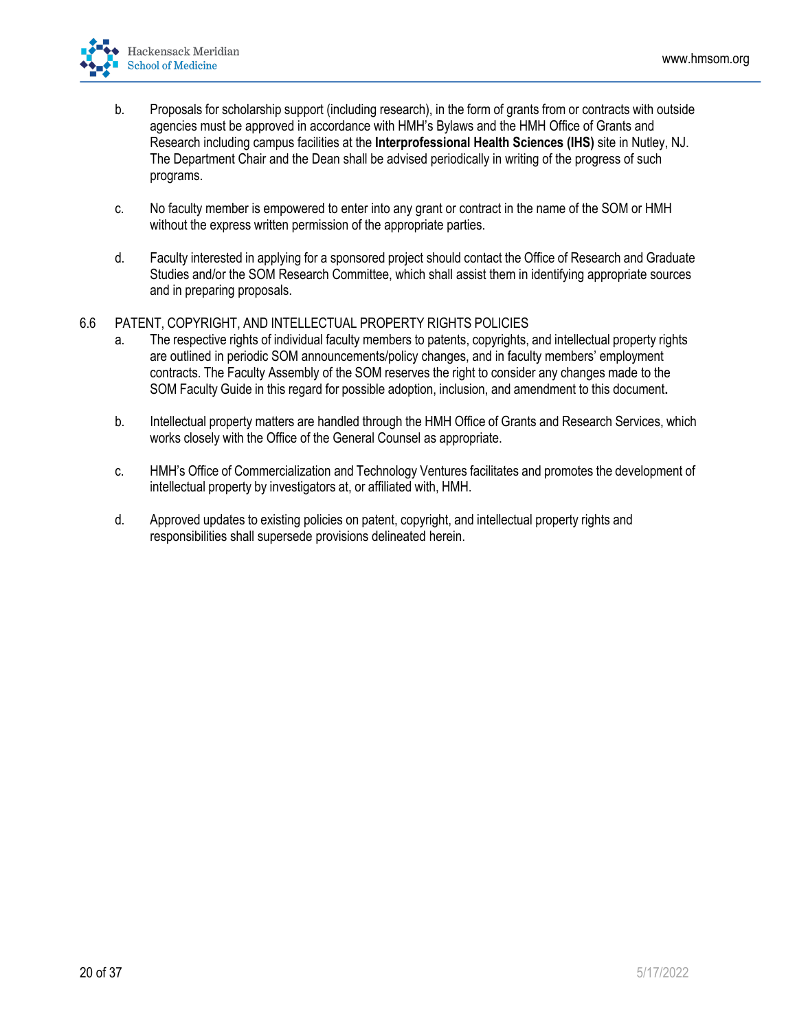b. Proposals for scholarship support (including research), in the form of grants from or contracts with outside agencies must be approved in accordance with HMH's Bylaws and the HMH Office of Grants and Research including campus facilities at the **Interprofessional Health Sciences (IHS)** site in Nutley, NJ. The Department Chair and the Dean shall be advised periodically in writing of the progress of such programs.

c. No faculty member is empowered to enter into any grant or contract in the name of the SOM or HMH without the express written permission of the appropriate parties.

d. Faculty interested in applying for a sponsored project should contact the Office of Research and Graduate Studies and/or the SOM Research Committee, which shall assist them in identifying appropriate sources and in preparing proposals.

6.6 PATENT, COPYRIGHT, AND INTELLECTUAL PROPERTY RIGHTS POLICIES

a. The respective rights of individual faculty members to patents, copyrights, and intellectual property rights are outlined in periodic SOM announcements/policy changes, and in faculty members' employment contracts. The Faculty Assembly of the SOM reserves the right to consider any changes made to the SOM Faculty Guide in this regard for possible adoption, inclusion, and amendment to this document.

b. Intellectual property matters are handled through the HMH Office of Grants and Research Services, which works closely with the Office of the General Counsel as appropriate.

c. HMH's Office of Commercialization and Technology Ventures facilitates and promotes the development of intellectual property by investigators at, or affiliated with, HMH.

d. Approved updates to existing policies on patent, copyright, and intellectual property rights and responsibilities shall supersede provisions delineated herein.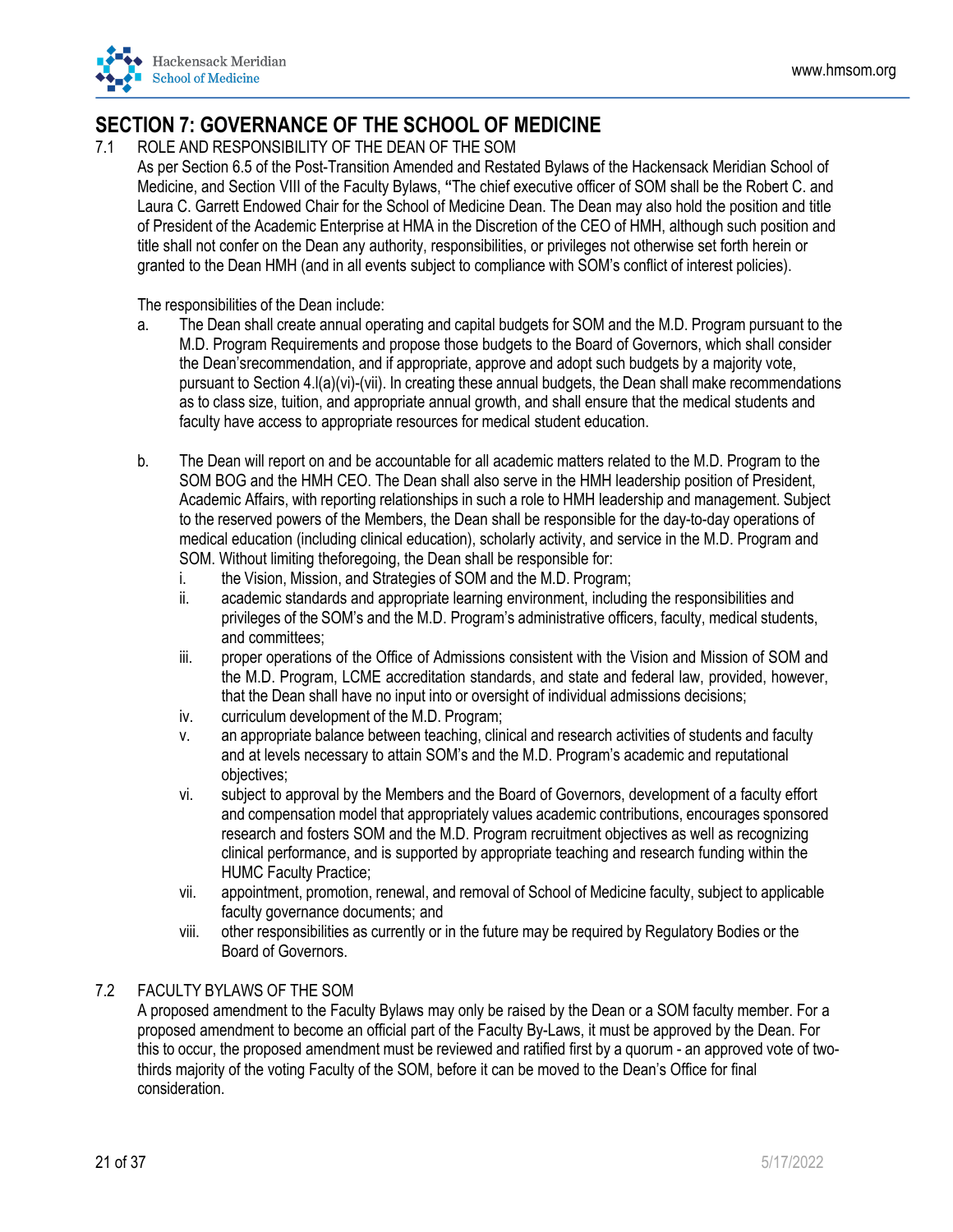# SECTION 7: GOVERNANCE OF THE SCHOOL OF MEDICINE

7.1 ROLE AND RESPONSIBILITY OF THE DEAN OF THE SOM

As per Section 6.5 of the Post-Transition Amended and Restated Bylaws of the Hackensack Meridian School of Medicine, and Section VIII of the Faculty Bylaws, **"**The chief executive officer of SOM shall be the Robert C. and Laura C. Garrett Endowed Chair for the School of Medicine Dean. The Dean may also hold the position and title of President of the Academic Enterprise at HMA in the Discretion of the CEO of HMH, although such position and title shall not confer on the Dean any authority, responsibilities, or privileges not otherwise set forth herein or granted to the Dean HMH (and in all events subject to compliance with SOM's conflict of interest policies).

The responsibilities of the Dean include:

a. The Dean shall create annual operating and capital budgets for SOM and the M.D. Program pursuant to the M.D. Program Requirements and propose those budgets to the Board of Governors, which shall consider the Dean'srecommendation, and if appropriate, approve and adopt such budgets by a majority vote, pursuant to Section 4.l(a)(vi)-(vii). In creating these annual budgets, the Dean shall make recommendations as to class size, tuition, and appropriate annual growth, and shall ensure that the medical students and faculty have access to appropriate resources for medical student education.

b. The Dean will report on and be accountable for all academic matters related to the M.D. Program to the SOM BOG and the HMH CEO. The Dean shall also serve in the HMH leadership position of President, Academic Affairs, with reporting relationships in such a role to HMH leadership and management. Subject to the reserved powers of the Members, the Dean shall be responsible for the day-to-day operations of medical education (including clinical education), scholarly activity, and service in the M.D. Program and SOM. Without limiting theforegoing, the Dean shall be responsible for:
   i. the Vision, Mission, and Strategies of SOM and the M.D. Program;
   ii. academic standards and appropriate learning environment, including the responsibilities and privileges of the SOM's and the M.D. Program's administrative officers, faculty, medical students, and committees;
   iii. proper operations of the Office of Admissions consistent with the Vision and Mission of SOM and the M.D. Program, LCME accreditation standards, and state and federal law, provided, however, that the Dean shall have no input into or oversight of individual admissions decisions;
   iv. curriculum development of the M.D. Program;
   v. an appropriate balance between teaching, clinical and research activities of students and faculty and at levels necessary to attain SOM's and the M.D. Program's academic and reputational objectives;
   vi. subject to approval by the Members and the Board of Governors, development of a faculty effort and compensation model that appropriately values academic contributions, encourages sponsored research and fosters SOM and the M.D. Program recruitment objectives as well as recognizing clinical performance, and is supported by appropriate teaching and research funding within the HUMC Faculty Practice;
   vii. appointment, promotion, renewal, and removal of School of Medicine faculty, subject to applicable faculty governance documents; and
   viii. other responsibilities as currently or in the future may be required by Regulatory Bodies or the Board of Governors.

7.2 FACULTY BYLAWS OF THE SOM

A proposed amendment to the Faculty Bylaws may only be raised by the Dean or a SOM faculty member. For a proposed amendment to become an official part of the Faculty By-Laws, it must be approved by the Dean. For this to occur, the proposed amendment must be reviewed and ratified first by a quorum - an approved vote of two-thirds majority of the voting Faculty of the SOM, before it can be moved to the Dean's Office for final consideration.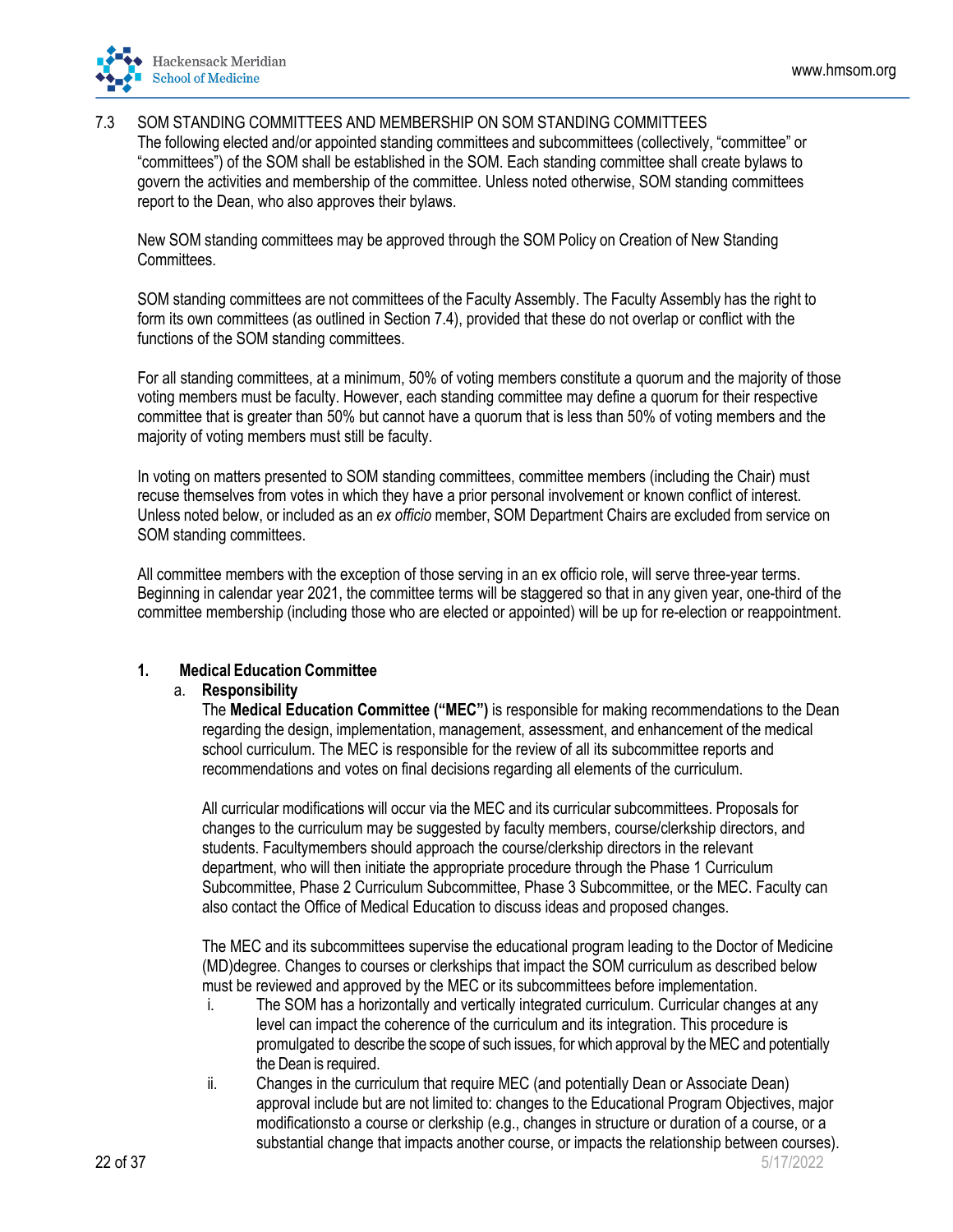## 7.3 SOM STANDING COMMITTEES AND MEMBERSHIP ON SOM STANDING COMMITTEES

The following elected and/or appointed standing committees and subcommittees (collectively, "committee" or "committees") of the SOM shall be established in the SOM. Each standing committee shall create bylaws to govern the activities and membership of the committee. Unless noted otherwise, SOM standing committees report to the Dean, who also approves their bylaws.

New SOM standing committees may be approved through the SOM Policy on Creation of New Standing Committees.

SOM standing committees are not committees of the Faculty Assembly. The Faculty Assembly has the right to form its own committees (as outlined in Section 7.4), provided that these do not overlap or conflict with the functions of the SOM standing committees.

For all standing committees, at a minimum, 50% of voting members constitute a quorum and the majority of those voting members must be faculty. However, each standing committee may define a quorum for their respective committee that is greater than 50% but cannot have a quorum that is less than 50% of voting members and the majority of voting members must still be faculty.

In voting on matters presented to SOM standing committees, committee members (including the Chair) must recuse themselves from votes in which they have a prior personal involvement or known conflict of interest. Unless noted below, or included as an *ex officio* member, SOM Department Chairs are excluded from service on SOM standing committees.

All committee members with the exception of those serving in an ex officio role, will serve three-year terms. Beginning in calendar year 2021, the committee terms will be staggered so that in any given year, one-third of the committee membership (including those who are elected or appointed) will be up for re-election or reappointment.

### 1. Medical Education Committee

a. **Responsibility**

The **Medical Education Committee ("MEC")** is responsible for making recommendations to the Dean regarding the design, implementation, management, assessment, and enhancement of the medical school curriculum. The MEC is responsible for the review of all its subcommittee reports and recommendations and votes on final decisions regarding all elements of the curriculum.

All curricular modifications will occur via the MEC and its curricular subcommittees. Proposals for changes to the curriculum may be suggested by faculty members, course/clerkship directors, and students. Facultymembers should approach the course/clerkship directors in the relevant department, who will then initiate the appropriate procedure through the Phase 1 Curriculum Subcommittee, Phase 2 Curriculum Subcommittee, Phase 3 Subcommittee, or the MEC. Faculty can also contact the Office of Medical Education to discuss ideas and proposed changes.

The MEC and its subcommittees supervise the educational program leading to the Doctor of Medicine (MD)degree. Changes to courses or clerkships that impact the SOM curriculum as described below must be reviewed and approved by the MEC or its subcommittees before implementation.

i. The SOM has a horizontally and vertically integrated curriculum. Curricular changes at any level can impact the coherence of the curriculum and its integration. This procedure is promulgated to describe the scope of such issues, for which approval by the MEC and potentially the Dean is required.

ii. Changes in the curriculum that require MEC (and potentially Dean or Associate Dean) approval include but are not limited to: changes to the Educational Program Objectives, major modificationsto a course or clerkship (e.g., changes in structure or duration of a course, or a substantial change that impacts another course, or impacts the relationship between courses).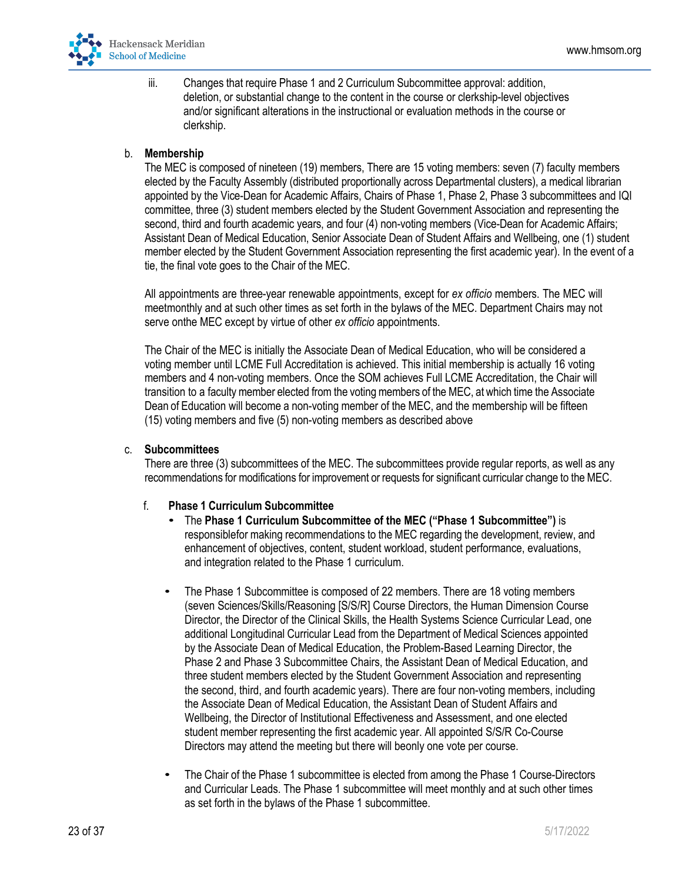iii. Changes that require Phase 1 and 2 Curriculum Subcommittee approval: addition, deletion, or substantial change to the content in the course or clerkship-level objectives and/or significant alterations in the instructional or evaluation methods in the course or clerkship.

b. **Membership**

The MEC is composed of nineteen (19) members, There are 15 voting members: seven (7) faculty members elected by the Faculty Assembly (distributed proportionally across Departmental clusters), a medical librarian appointed by the Vice-Dean for Academic Affairs, Chairs of Phase 1, Phase 2, Phase 3 subcommittees and IQI committee, three (3) student members elected by the Student Government Association and representing the second, third and fourth academic years, and four (4) non-voting members (Vice-Dean for Academic Affairs; Assistant Dean of Medical Education, Senior Associate Dean of Student Affairs and Wellbeing, one (1) student member elected by the Student Government Association representing the first academic year). In the event of a tie, the final vote goes to the Chair of the MEC.

All appointments are three-year renewable appointments, except for *ex officio* members. The MEC will meetmonthly and at such other times as set forth in the bylaws of the MEC. Department Chairs may not serve onthe MEC except by virtue of other *ex officio* appointments.

The Chair of the MEC is initially the Associate Dean of Medical Education, who will be considered a voting member until LCME Full Accreditation is achieved. This initial membership is actually 16 voting members and 4 non-voting members. Once the SOM achieves Full LCME Accreditation, the Chair will transition to a faculty member elected from the voting members of the MEC, at which time the Associate Dean of Education will become a non-voting member of the MEC, and the membership will be fifteen (15) voting members and five (5) non-voting members as described above

c. **Subcommittees**

There are three (3) subcommittees of the MEC. The subcommittees provide regular reports, as well as any recommendations for modifications for improvement or requests for significant curricular change to the MEC.

f. **Phase 1 Curriculum Subcommittee**

- The **Phase 1 Curriculum Subcommittee of the MEC ("Phase 1 Subcommittee")** is responsiblefor making recommendations to the MEC regarding the development, review, and enhancement of objectives, content, student workload, student performance, evaluations, and integration related to the Phase 1 curriculum.

- The Phase 1 Subcommittee is composed of 22 members. There are 18 voting members (seven Sciences/Skills/Reasoning [S/S/R] Course Directors, the Human Dimension Course Director, the Director of the Clinical Skills, the Health Systems Science Curricular Lead, one additional Longitudinal Curricular Lead from the Department of Medical Sciences appointed by the Associate Dean of Medical Education, the Problem-Based Learning Director, the Phase 2 and Phase 3 Subcommittee Chairs, the Assistant Dean of Medical Education, and three student members elected by the Student Government Association and representing the second, third, and fourth academic years). There are four non-voting members, including the Associate Dean of Medical Education, the Assistant Dean of Student Affairs and Wellbeing, the Director of Institutional Effectiveness and Assessment, and one elected student member representing the first academic year. All appointed S/S/R Co-Course Directors may attend the meeting but there will beonly one vote per course.

- The Chair of the Phase 1 subcommittee is elected from among the Phase 1 Course-Directors and Curricular Leads. The Phase 1 subcommittee will meet monthly and at such other times as set forth in the bylaws of the Phase 1 subcommittee.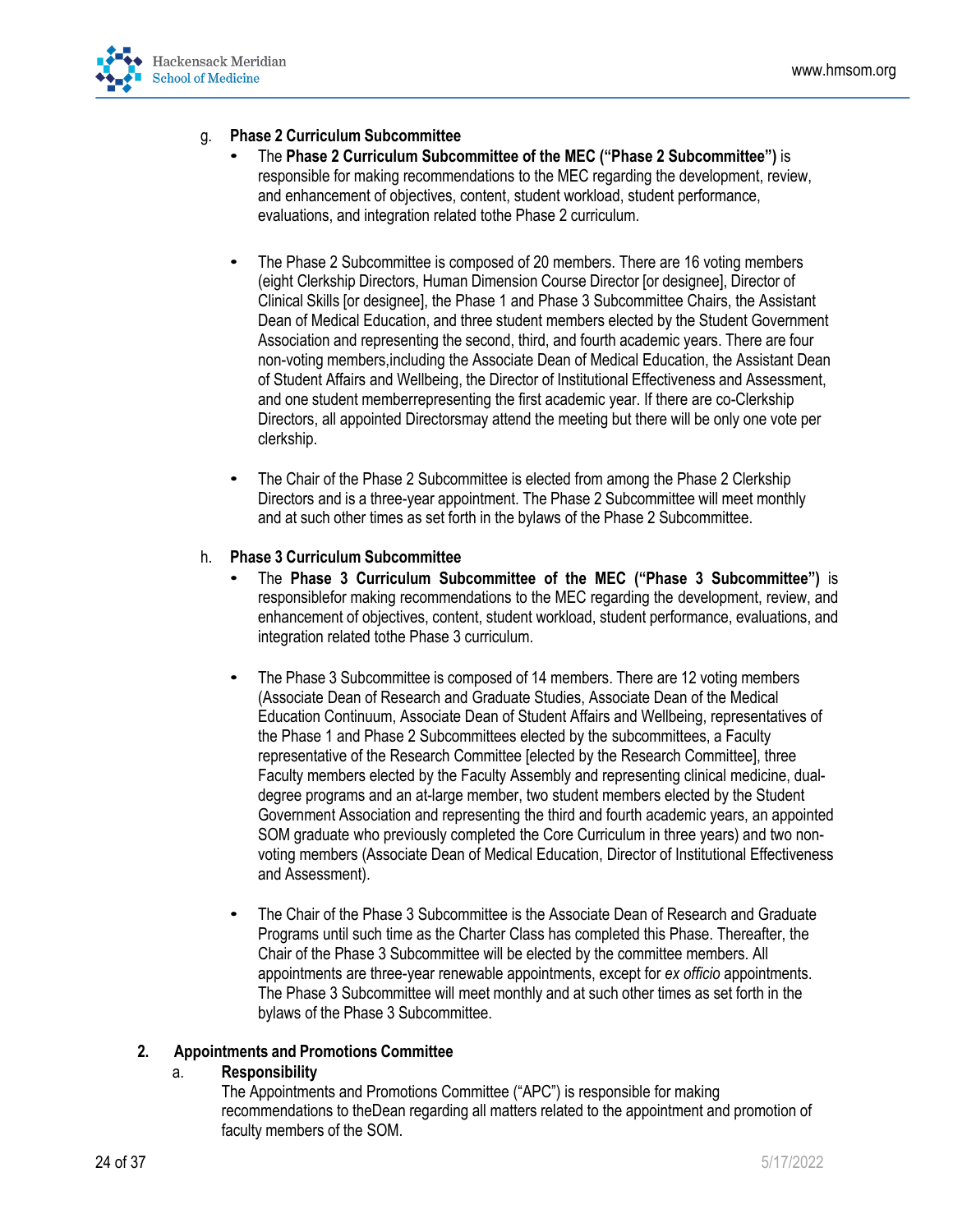g. **Phase 2 Curriculum Subcommittee**

- The **Phase 2 Curriculum Subcommittee of the MEC ("Phase 2 Subcommittee")** is responsible for making recommendations to the MEC regarding the development, review, and enhancement of objectives, content, student workload, student performance, evaluations, and integration related tothe Phase 2 curriculum.

- The Phase 2 Subcommittee is composed of 20 members. There are 16 voting members (eight Clerkship Directors, Human Dimension Course Director [or designee], Director of Clinical Skills [or designee], the Phase 1 and Phase 3 Subcommittee Chairs, the Assistant Dean of Medical Education, and three student members elected by the Student Government Association and representing the second, third, and fourth academic years. There are four non-voting members,including the Associate Dean of Medical Education, the Assistant Dean of Student Affairs and Wellbeing, the Director of Institutional Effectiveness and Assessment, and one student memberrepresenting the first academic year. If there are co-Clerkship Directors, all appointed Directorsmay attend the meeting but there will be only one vote per clerkship.

- The Chair of the Phase 2 Subcommittee is elected from among the Phase 2 Clerkship Directors and is a three-year appointment. The Phase 2 Subcommittee will meet monthly and at such other times as set forth in the bylaws of the Phase 2 Subcommittee.

h. **Phase 3 Curriculum Subcommittee**

- The **Phase 3 Curriculum Subcommittee of the MEC ("Phase 3 Subcommittee")** is responsiblefor making recommendations to the MEC regarding the development, review, and enhancement of objectives, content, student workload, student performance, evaluations, and integration related tothe Phase 3 curriculum.

- The Phase 3 Subcommittee is composed of 14 members. There are 12 voting members (Associate Dean of Research and Graduate Studies, Associate Dean of the Medical Education Continuum, Associate Dean of Student Affairs and Wellbeing, representatives of the Phase 1 and Phase 2 Subcommittees elected by the subcommittees, a Faculty representative of the Research Committee [elected by the Research Committee], three Faculty members elected by the Faculty Assembly and representing clinical medicine, dual-degree programs and an at-large member, two student members elected by the Student Government Association and representing the third and fourth academic years, an appointed SOM graduate who previously completed the Core Curriculum in three years) and two non-voting members (Associate Dean of Medical Education, Director of Institutional Effectiveness and Assessment).

- The Chair of the Phase 3 Subcommittee is the Associate Dean of Research and Graduate Programs until such time as the Charter Class has completed this Phase. Thereafter, the Chair of the Phase 3 Subcommittee will be elected by the committee members. All appointments are three-year renewable appointments, except for *ex officio* appointments. The Phase 3 Subcommittee will meet monthly and at such other times as set forth in the bylaws of the Phase 3 Subcommittee.

**2. Appointments and Promotions Committee**

a. **Responsibility**

The Appointments and Promotions Committee ("APC") is responsible for making recommendations to theDean regarding all matters related to the appointment and promotion of faculty members of the SOM.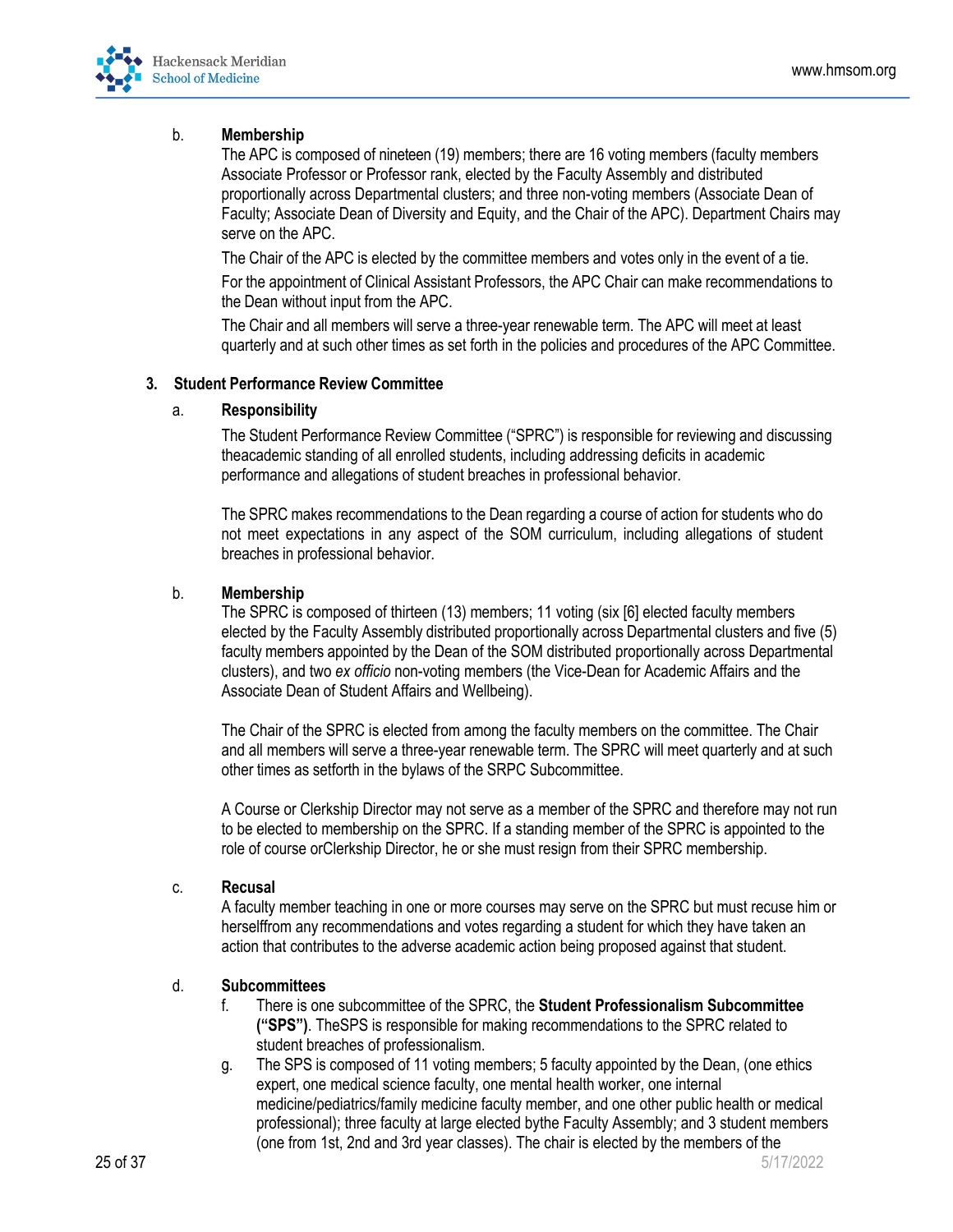b. **Membership**

The APC is composed of nineteen (19) members; there are 16 voting members (faculty members Associate Professor or Professor rank, elected by the Faculty Assembly and distributed proportionally across Departmental clusters; and three non-voting members (Associate Dean of Faculty; Associate Dean of Diversity and Equity, and the Chair of the APC). Department Chairs may serve on the APC.

The Chair of the APC is elected by the committee members and votes only in the event of a tie.

For the appointment of Clinical Assistant Professors, the APC Chair can make recommendations to the Dean without input from the APC.

The Chair and all members will serve a three-year renewable term. The APC will meet at least quarterly and at such other times as set forth in the policies and procedures of the APC Committee.

### 3. Student Performance Review Committee

a. **Responsibility**

The Student Performance Review Committee ("SPRC") is responsible for reviewing and discussing theacademic standing of all enrolled students, including addressing deficits in academic performance and allegations of student breaches in professional behavior.

The SPRC makes recommendations to the Dean regarding a course of action for students who do not meet expectations in any aspect of the SOM curriculum, including allegations of student breaches in professional behavior.

b. **Membership**

The SPRC is composed of thirteen (13) members; 11 voting (six [6] elected faculty members elected by the Faculty Assembly distributed proportionally across Departmental clusters and five (5) faculty members appointed by the Dean of the SOM distributed proportionally across Departmental clusters), and two *ex officio* non-voting members (the Vice-Dean for Academic Affairs and the Associate Dean of Student Affairs and Wellbeing).

The Chair of the SPRC is elected from among the faculty members on the committee. The Chair and all members will serve a three-year renewable term. The SPRC will meet quarterly and at such other times as setforth in the bylaws of the SRPC Subcommittee.

A Course or Clerkship Director may not serve as a member of the SPRC and therefore may not run to be elected to membership on the SPRC. If a standing member of the SPRC is appointed to the role of course orClerkship Director, he or she must resign from their SPRC membership.

c. **Recusal**

A faculty member teaching in one or more courses may serve on the SPRC but must recuse him or herselffrom any recommendations and votes regarding a student for which they have taken an action that contributes to the adverse academic action being proposed against that student.

d. **Subcommittees**

f. There is one subcommittee of the SPRC, the **Student Professionalism Subcommittee ("SPS")**. TheSPS is responsible for making recommendations to the SPRC related to student breaches of professionalism.

g. The SPS is composed of 11 voting members; 5 faculty appointed by the Dean, (one ethics expert, one medical science faculty, one mental health worker, one internal medicine/pediatrics/family medicine faculty member, and one other public health or medical professional); three faculty at large elected bythe Faculty Assembly; and 3 student members (one from 1st, 2nd and 3rd year classes). The chair is elected by the members of the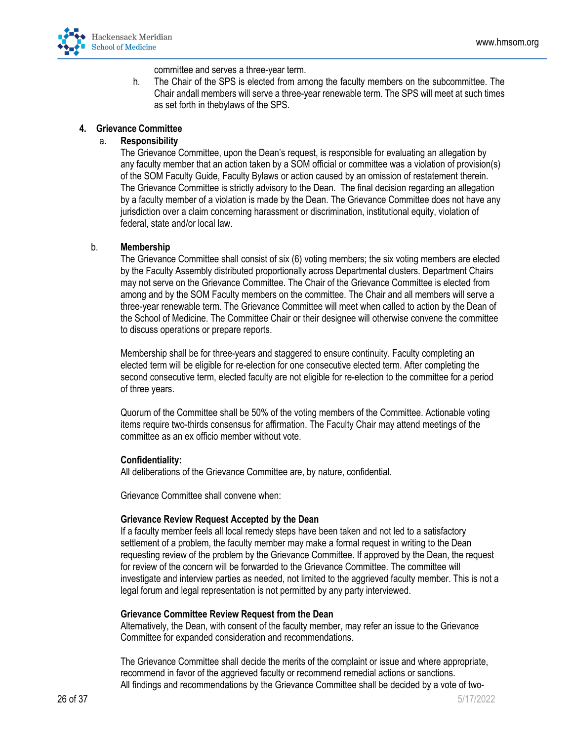committee and serves a three-year term.

h. The Chair of the SPS is elected from among the faculty members on the subcommittee. The Chair andall members will serve a three-year renewable term. The SPS will meet at such times as set forth in thebylaws of the SPS.

**4. Grievance Committee**

a. **Responsibility**

The Grievance Committee, upon the Dean's request, is responsible for evaluating an allegation by any faculty member that an action taken by a SOM official or committee was a violation of provision(s) of the SOM Faculty Guide, Faculty Bylaws or action caused by an omission of restatement therein. The Grievance Committee is strictly advisory to the Dean. The final decision regarding an allegation by a faculty member of a violation is made by the Dean. The Grievance Committee does not have any jurisdiction over a claim concerning harassment or discrimination, institutional equity, violation of federal, state and/or local law.

b. **Membership**

The Grievance Committee shall consist of six (6) voting members; the six voting members are elected by the Faculty Assembly distributed proportionally across Departmental clusters. Department Chairs may not serve on the Grievance Committee. The Chair of the Grievance Committee is elected from among and by the SOM Faculty members on the committee. The Chair and all members will serve a three-year renewable term. The Grievance Committee will meet when called to action by the Dean of the School of Medicine. The Committee Chair or their designee will otherwise convene the committee to discuss operations or prepare reports.

Membership shall be for three-years and staggered to ensure continuity. Faculty completing an elected term will be eligible for re-election for one consecutive elected term. After completing the second consecutive term, elected faculty are not eligible for re-election to the committee for a period of three years.

Quorum of the Committee shall be 50% of the voting members of the Committee. Actionable voting items require two-thirds consensus for affirmation. The Faculty Chair may attend meetings of the committee as an ex officio member without vote.

**Confidentiality:**

All deliberations of the Grievance Committee are, by nature, confidential.

Grievance Committee shall convene when:

**Grievance Review Request Accepted by the Dean**

If a faculty member feels all local remedy steps have been taken and not led to a satisfactory settlement of a problem, the faculty member may make a formal request in writing to the Dean requesting review of the problem by the Grievance Committee. If approved by the Dean, the request for review of the concern will be forwarded to the Grievance Committee. The committee will investigate and interview parties as needed, not limited to the aggrieved faculty member. This is not a legal forum and legal representation is not permitted by any party interviewed.

**Grievance Committee Review Request from the Dean**

Alternatively, the Dean, with consent of the faculty member, may refer an issue to the Grievance Committee for expanded consideration and recommendations.

The Grievance Committee shall decide the merits of the complaint or issue and where appropriate, recommend in favor of the aggrieved faculty or recommend remedial actions or sanctions.
All findings and recommendations by the Grievance Committee shall be decided by a vote of two-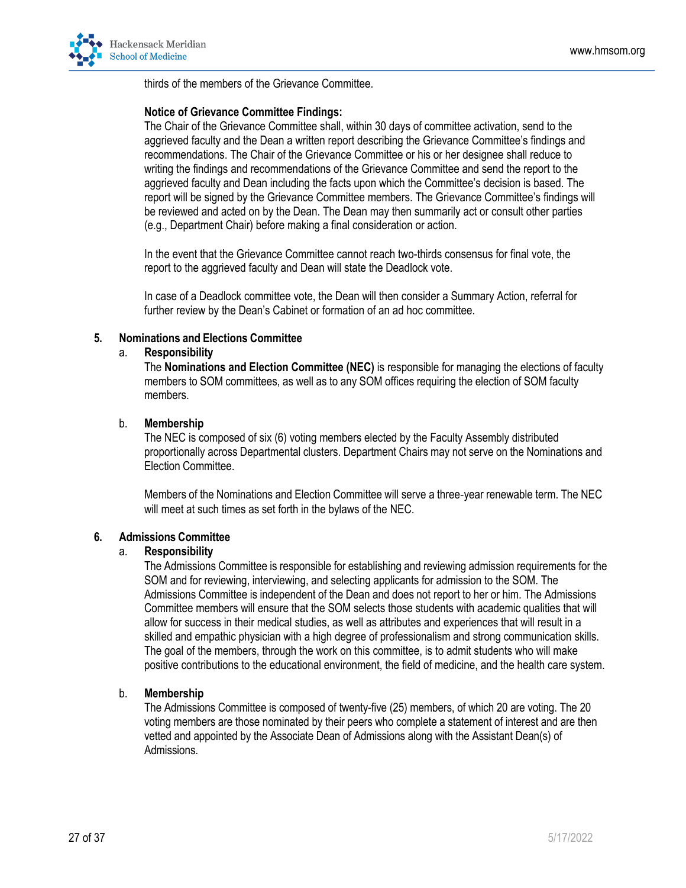thirds of the members of the Grievance Committee.

**Notice of Grievance Committee Findings:**
The Chair of the Grievance Committee shall, within 30 days of committee activation, send to the aggrieved faculty and the Dean a written report describing the Grievance Committee's findings and recommendations. The Chair of the Grievance Committee or his or her designee shall reduce to writing the findings and recommendations of the Grievance Committee and send the report to the aggrieved faculty and Dean including the facts upon which the Committee's decision is based. The report will be signed by the Grievance Committee members. The Grievance Committee's findings will be reviewed and acted on by the Dean. The Dean may then summarily act or consult other parties (e.g., Department Chair) before making a final consideration or action.

In the event that the Grievance Committee cannot reach two-thirds consensus for final vote, the report to the aggrieved faculty and Dean will state the Deadlock vote.

In case of a Deadlock committee vote, the Dean will then consider a Summary Action, referral for further review by the Dean's Cabinet or formation of an ad hoc committee.

### 5. Nominations and Elections Committee

**a. Responsibility**

The **Nominations and Election Committee (NEC)** is responsible for managing the elections of faculty members to SOM committees, as well as to any SOM offices requiring the election of SOM faculty members.

**b. Membership**

The NEC is composed of six (6) voting members elected by the Faculty Assembly distributed proportionally across Departmental clusters. Department Chairs may not serve on the Nominations and Election Committee.

Members of the Nominations and Election Committee will serve a three-year renewable term. The NEC will meet at such times as set forth in the bylaws of the NEC.

### 6. Admissions Committee

**a. Responsibility**

The Admissions Committee is responsible for establishing and reviewing admission requirements for the SOM and for reviewing, interviewing, and selecting applicants for admission to the SOM. The Admissions Committee is independent of the Dean and does not report to her or him. The Admissions Committee members will ensure that the SOM selects those students with academic qualities that will allow for success in their medical studies, as well as attributes and experiences that will result in a skilled and empathic physician with a high degree of professionalism and strong communication skills. The goal of the members, through the work on this committee, is to admit students who will make positive contributions to the educational environment, the field of medicine, and the health care system.

**b. Membership**

The Admissions Committee is composed of twenty-five (25) members, of which 20 are voting. The 20 voting members are those nominated by their peers who complete a statement of interest and are then vetted and appointed by the Associate Dean of Admissions along with the Assistant Dean(s) of Admissions.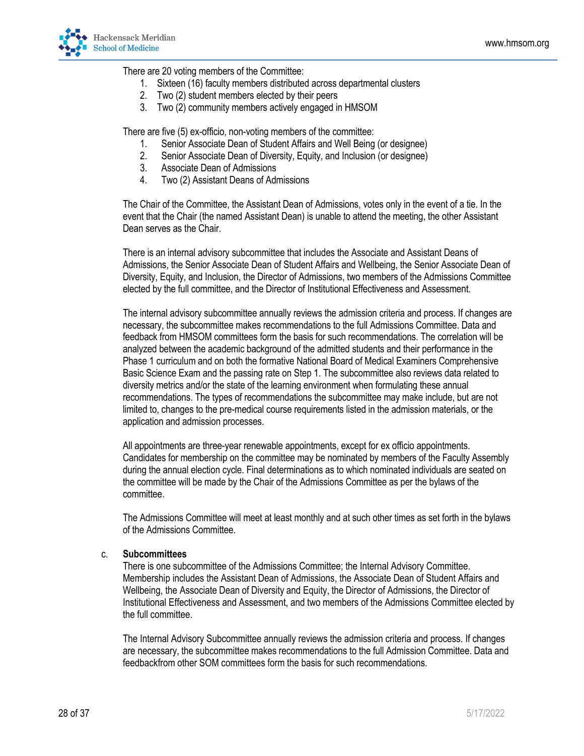There are 20 voting members of the Committee:

1. Sixteen (16) faculty members distributed across departmental clusters
2. Two (2) student members elected by their peers
3. Two (2) community members actively engaged in HMSOM

There are five (5) ex-officio, non-voting members of the committee:

1. Senior Associate Dean of Student Affairs and Well Being (or designee)
2. Senior Associate Dean of Diversity, Equity, and Inclusion (or designee)
3. Associate Dean of Admissions
4. Two (2) Assistant Deans of Admissions

The Chair of the Committee, the Assistant Dean of Admissions, votes only in the event of a tie. In the event that the Chair (the named Assistant Dean) is unable to attend the meeting, the other Assistant Dean serves as the Chair.

There is an internal advisory subcommittee that includes the Associate and Assistant Deans of Admissions, the Senior Associate Dean of Student Affairs and Wellbeing, the Senior Associate Dean of Diversity, Equity, and Inclusion, the Director of Admissions, two members of the Admissions Committee elected by the full committee, and the Director of Institutional Effectiveness and Assessment.

The internal advisory subcommittee annually reviews the admission criteria and process. If changes are necessary, the subcommittee makes recommendations to the full Admissions Committee. Data and feedback from HMSOM committees form the basis for such recommendations. The correlation will be analyzed between the academic background of the admitted students and their performance in the Phase 1 curriculum and on both the formative National Board of Medical Examiners Comprehensive Basic Science Exam and the passing rate on Step 1. The subcommittee also reviews data related to diversity metrics and/or the state of the learning environment when formulating these annual recommendations. The types of recommendations the subcommittee may make include, but are not limited to, changes to the pre-medical course requirements listed in the admission materials, or the application and admission processes.

All appointments are three-year renewable appointments, except for ex officio appointments. Candidates for membership on the committee may be nominated by members of the Faculty Assembly during the annual election cycle. Final determinations as to which nominated individuals are seated on the committee will be made by the Chair of the Admissions Committee as per the bylaws of the committee.

The Admissions Committee will meet at least monthly and at such other times as set forth in the bylaws of the Admissions Committee.

c. **Subcommittees**

There is one subcommittee of the Admissions Committee; the Internal Advisory Committee. Membership includes the Assistant Dean of Admissions, the Associate Dean of Student Affairs and Wellbeing, the Associate Dean of Diversity and Equity, the Director of Admissions, the Director of Institutional Effectiveness and Assessment, and two members of the Admissions Committee elected by the full committee.

The Internal Advisory Subcommittee annually reviews the admission criteria and process. If changes are necessary, the subcommittee makes recommendations to the full Admission Committee. Data and feedbackfrom other SOM committees form the basis for such recommendations.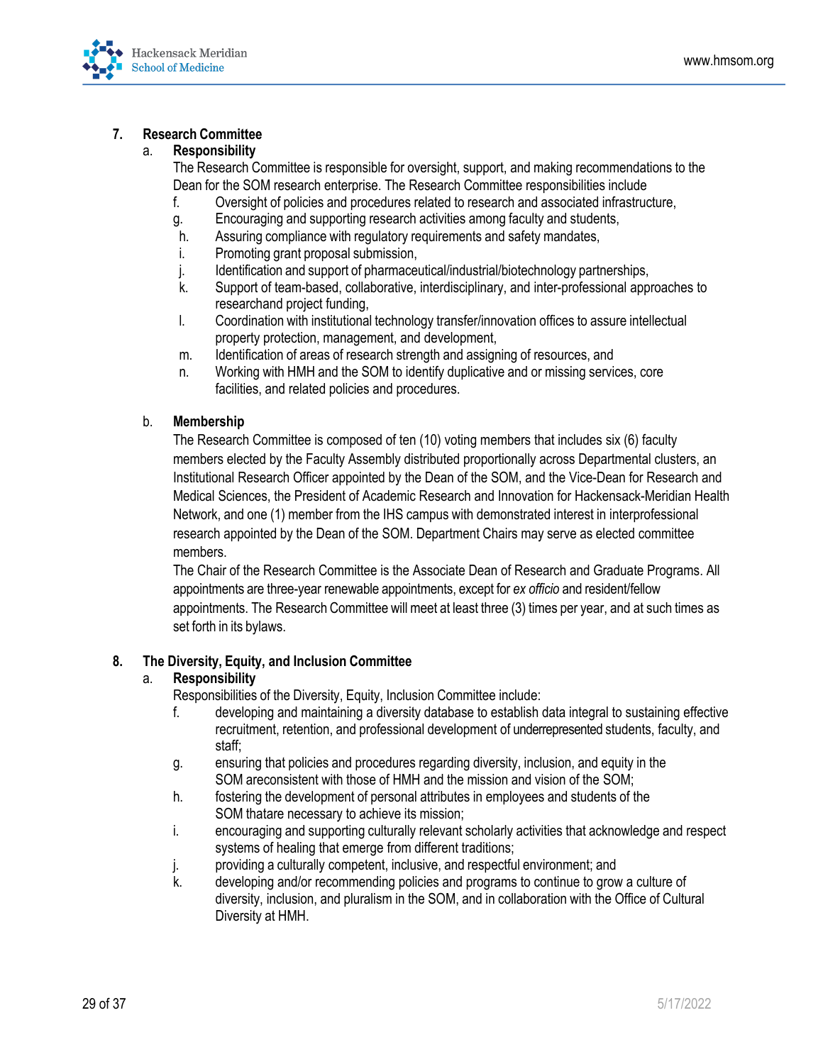7. **Research Committee**

a. **Responsibility**

The Research Committee is responsible for oversight, support, and making recommendations to the Dean for the SOM research enterprise. The Research Committee responsibilities include

f. Oversight of policies and procedures related to research and associated infrastructure,
g. Encouraging and supporting research activities among faculty and students,
h. Assuring compliance with regulatory requirements and safety mandates,
i. Promoting grant proposal submission,
j. Identification and support of pharmaceutical/industrial/biotechnology partnerships,
k. Support of team-based, collaborative, interdisciplinary, and inter-professional approaches to researchand project funding,
l. Coordination with institutional technology transfer/innovation offices to assure intellectual property protection, management, and development,
m. Identification of areas of research strength and assigning of resources, and
n. Working with HMH and the SOM to identify duplicative and or missing services, core facilities, and related policies and procedures.

b. **Membership**

The Research Committee is composed of ten (10) voting members that includes six (6) faculty members elected by the Faculty Assembly distributed proportionally across Departmental clusters, an Institutional Research Officer appointed by the Dean of the SOM, and the Vice-Dean for Research and Medical Sciences, the President of Academic Research and Innovation for Hackensack-Meridian Health Network, and one (1) member from the IHS campus with demonstrated interest in interprofessional research appointed by the Dean of the SOM. Department Chairs may serve as elected committee members.

The Chair of the Research Committee is the Associate Dean of Research and Graduate Programs. All appointments are three-year renewable appointments, except for *ex officio* and resident/fellow appointments. The Research Committee will meet at least three (3) times per year, and at such times as set forth in its bylaws.

8. **The Diversity, Equity, and Inclusion Committee**

a. **Responsibility**

Responsibilities of the Diversity, Equity, Inclusion Committee include:

f. developing and maintaining a diversity database to establish data integral to sustaining effective recruitment, retention, and professional development of underrepresented students, faculty, and staff;
g. ensuring that policies and procedures regarding diversity, inclusion, and equity in the SOM areconsistent with those of HMH and the mission and vision of the SOM;
h. fostering the development of personal attributes in employees and students of the SOM thatare necessary to achieve its mission;
i. encouraging and supporting culturally relevant scholarly activities that acknowledge and respect systems of healing that emerge from different traditions;
j. providing a culturally competent, inclusive, and respectful environment; and
k. developing and/or recommending policies and programs to continue to grow a culture of diversity, inclusion, and pluralism in the SOM, and in collaboration with the Office of Cultural Diversity at HMH.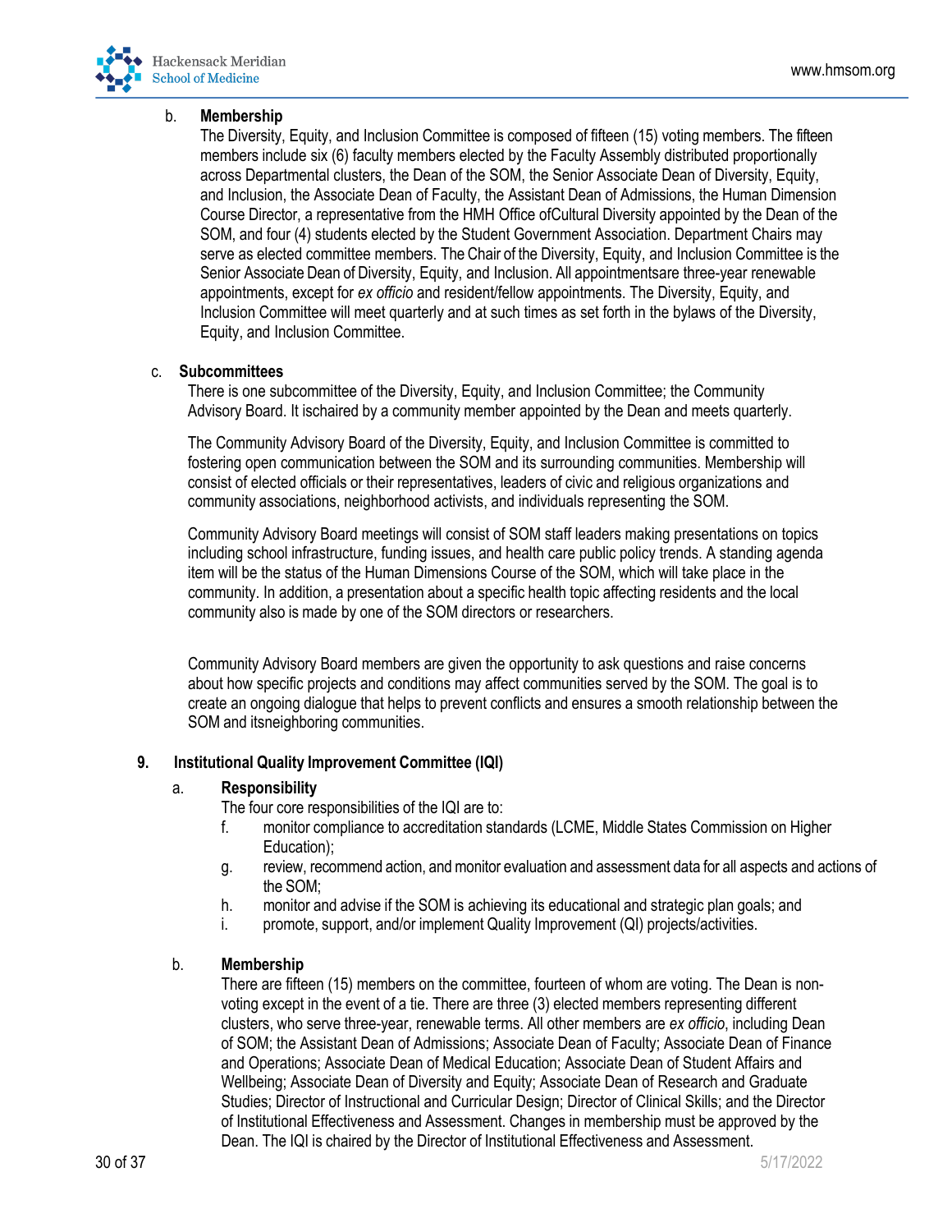b. **Membership**
The Diversity, Equity, and Inclusion Committee is composed of fifteen (15) voting members. The fifteen members include six (6) faculty members elected by the Faculty Assembly distributed proportionally across Departmental clusters, the Dean of the SOM, the Senior Associate Dean of Diversity, Equity, and Inclusion, the Associate Dean of Faculty, the Assistant Dean of Admissions, the Human Dimension Course Director, a representative from the HMH Office ofCultural Diversity appointed by the Dean of the SOM, and four (4) students elected by the Student Government Association. Department Chairs may serve as elected committee members. The Chair of the Diversity, Equity, and Inclusion Committee is the Senior Associate Dean of Diversity, Equity, and Inclusion. All appointmentsare three-year renewable appointments, except for *ex officio* and resident/fellow appointments. The Diversity, Equity, and Inclusion Committee will meet quarterly and at such times as set forth in the bylaws of the Diversity, Equity, and Inclusion Committee.

c. **Subcommittees**
There is one subcommittee of the Diversity, Equity, and Inclusion Committee; the Community Advisory Board. It ischaired by a community member appointed by the Dean and meets quarterly.

The Community Advisory Board of the Diversity, Equity, and Inclusion Committee is committed to fostering open communication between the SOM and its surrounding communities. Membership will consist of elected officials or their representatives, leaders of civic and religious organizations and community associations, neighborhood activists, and individuals representing the SOM.

Community Advisory Board meetings will consist of SOM staff leaders making presentations on topics including school infrastructure, funding issues, and health care public policy trends. A standing agenda item will be the status of the Human Dimensions Course of the SOM, which will take place in the community. In addition, a presentation about a specific health topic affecting residents and the local community also is made by one of the SOM directors or researchers.

Community Advisory Board members are given the opportunity to ask questions and raise concerns about how specific projects and conditions may affect communities served by the SOM. The goal is to create an ongoing dialogue that helps to prevent conflicts and ensures a smooth relationship between the SOM and itsneighboring communities.

### 9. Institutional Quality Improvement Committee (IQI)

a. **Responsibility**
The four core responsibilities of the IQI are to:

f. monitor compliance to accreditation standards (LCME, Middle States Commission on Higher Education);
g. review, recommend action, and monitor evaluation and assessment data for all aspects and actions of the SOM;
h. monitor and advise if the SOM is achieving its educational and strategic plan goals; and
i. promote, support, and/or implement Quality Improvement (QI) projects/activities.

b. **Membership**
There are fifteen (15) members on the committee, fourteen of whom are voting. The Dean is non-voting except in the event of a tie. There are three (3) elected members representing different clusters, who serve three-year, renewable terms. All other members are *ex officio*, including Dean of SOM; the Assistant Dean of Admissions; Associate Dean of Faculty; Associate Dean of Finance and Operations; Associate Dean of Medical Education; Associate Dean of Student Affairs and Wellbeing; Associate Dean of Diversity and Equity; Associate Dean of Research and Graduate Studies; Director of Instructional and Curricular Design; Director of Clinical Skills; and the Director of Institutional Effectiveness and Assessment. Changes in membership must be approved by the Dean. The IQI is chaired by the Director of Institutional Effectiveness and Assessment.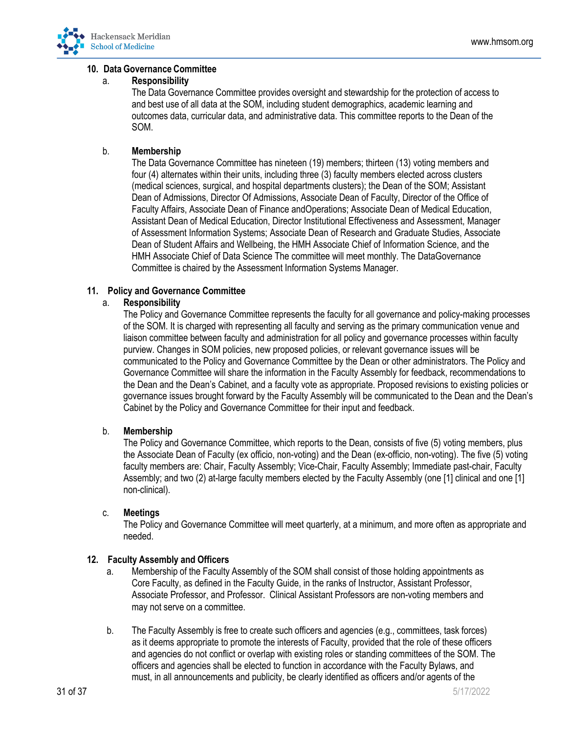## 10. Data Governance Committee

a. **Responsibility**

The Data Governance Committee provides oversight and stewardship for the protection of access to and best use of all data at the SOM, including student demographics, academic learning and outcomes data, curricular data, and administrative data. This committee reports to the Dean of the SOM.

b. **Membership**

The Data Governance Committee has nineteen (19) members; thirteen (13) voting members and four (4) alternates within their units, including three (3) faculty members elected across clusters (medical sciences, surgical, and hospital departments clusters); the Dean of the SOM; Assistant Dean of Admissions, Director Of Admissions, Associate Dean of Faculty, Director of the Office of Faculty Affairs, Associate Dean of Finance andOperations; Associate Dean of Medical Education, Assistant Dean of Medical Education, Director Institutional Effectiveness and Assessment, Manager of Assessment Information Systems; Associate Dean of Research and Graduate Studies, Associate Dean of Student Affairs and Wellbeing, the HMH Associate Chief of Information Science, and the HMH Associate Chief of Data Science The committee will meet monthly. The DataGovernance Committee is chaired by the Assessment Information Systems Manager.

## 11. Policy and Governance Committee

a. **Responsibility**

The Policy and Governance Committee represents the faculty for all governance and policy-making processes of the SOM. It is charged with representing all faculty and serving as the primary communication venue and liaison committee between faculty and administration for all policy and governance processes within faculty purview. Changes in SOM policies, new proposed policies, or relevant governance issues will be communicated to the Policy and Governance Committee by the Dean or other administrators. The Policy and Governance Committee will share the information in the Faculty Assembly for feedback, recommendations to the Dean and the Dean's Cabinet, and a faculty vote as appropriate. Proposed revisions to existing policies or governance issues brought forward by the Faculty Assembly will be communicated to the Dean and the Dean's Cabinet by the Policy and Governance Committee for their input and feedback.

b. **Membership**

The Policy and Governance Committee, which reports to the Dean, consists of five (5) voting members, plus the Associate Dean of Faculty (ex officio, non-voting) and the Dean (ex-officio, non-voting). The five (5) voting faculty members are: Chair, Faculty Assembly; Vice-Chair, Faculty Assembly; Immediate past-chair, Faculty Assembly; and two (2) at-large faculty members elected by the Faculty Assembly (one [1] clinical and one [1] non-clinical).

c. **Meetings**

The Policy and Governance Committee will meet quarterly, at a minimum, and more often as appropriate and needed.

## 12. Faculty Assembly and Officers

a. Membership of the Faculty Assembly of the SOM shall consist of those holding appointments as Core Faculty, as defined in the Faculty Guide, in the ranks of Instructor, Assistant Professor, Associate Professor, and Professor. Clinical Assistant Professors are non-voting members and may not serve on a committee.

b. The Faculty Assembly is free to create such officers and agencies (e.g., committees, task forces) as it deems appropriate to promote the interests of Faculty, provided that the role of these officers and agencies do not conflict or overlap with existing roles or standing committees of the SOM. The officers and agencies shall be elected to function in accordance with the Faculty Bylaws, and must, in all announcements and publicity, be clearly identified as officers and/or agents of the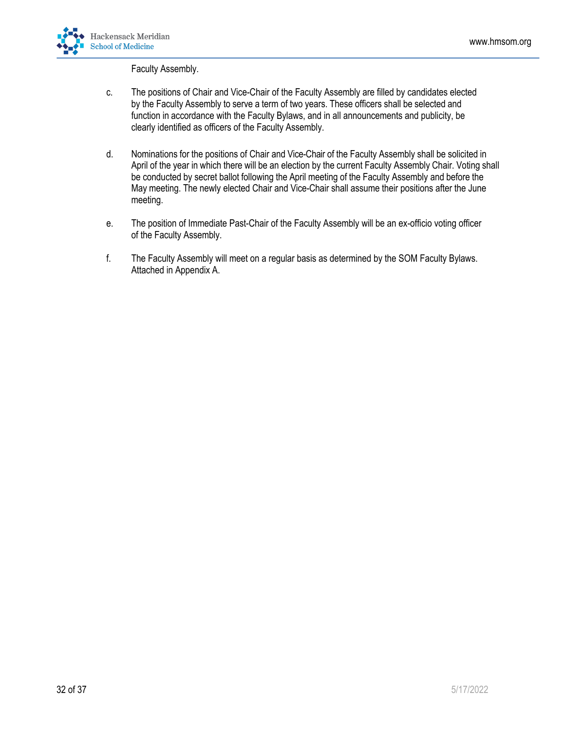Faculty Assembly.

c. The positions of Chair and Vice-Chair of the Faculty Assembly are filled by candidates elected by the Faculty Assembly to serve a term of two years. These officers shall be selected and function in accordance with the Faculty Bylaws, and in all announcements and publicity, be clearly identified as officers of the Faculty Assembly.

d. Nominations for the positions of Chair and Vice-Chair of the Faculty Assembly shall be solicited in April of the year in which there will be an election by the current Faculty Assembly Chair. Voting shall be conducted by secret ballot following the April meeting of the Faculty Assembly and before the May meeting. The newly elected Chair and Vice-Chair shall assume their positions after the June meeting.

e. The position of Immediate Past-Chair of the Faculty Assembly will be an ex-officio voting officer of the Faculty Assembly.

f. The Faculty Assembly will meet on a regular basis as determined by the SOM Faculty Bylaws. Attached in Appendix A.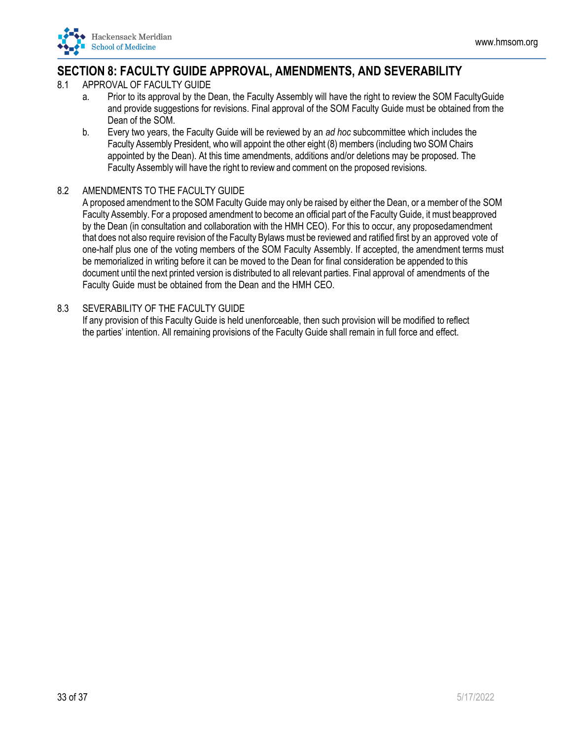## SECTION 8: FACULTY GUIDE APPROVAL, AMENDMENTS, AND SEVERABILITY

8.1 APPROVAL OF FACULTY GUIDE

a. Prior to its approval by the Dean, the Faculty Assembly will have the right to review the SOM FacultyGuide and provide suggestions for revisions. Final approval of the SOM Faculty Guide must be obtained from the Dean of the SOM.

b. Every two years, the Faculty Guide will be reviewed by an *ad hoc* subcommittee which includes the Faculty Assembly President, who will appoint the other eight (8) members (including two SOM Chairs appointed by the Dean). At this time amendments, additions and/or deletions may be proposed. The Faculty Assembly will have the right to review and comment on the proposed revisions.

8.2 AMENDMENTS TO THE FACULTY GUIDE

A proposed amendment to the SOM Faculty Guide may only be raised by either the Dean, or a member of the SOM Faculty Assembly. For a proposed amendment to become an official part of the Faculty Guide, it must beapproved by the Dean (in consultation and collaboration with the HMH CEO). For this to occur, any proposedamendment that does not also require revision of the Faculty Bylaws must be reviewed and ratified first by an approved vote of one-half plus one of the voting members of the SOM Faculty Assembly. If accepted, the amendment terms must be memorialized in writing before it can be moved to the Dean for final consideration be appended to this document until the next printed version is distributed to all relevant parties. Final approval of amendments of the Faculty Guide must be obtained from the Dean and the HMH CEO.

8.3 SEVERABILITY OF THE FACULTY GUIDE

If any provision of this Faculty Guide is held unenforceable, then such provision will be modified to reflect the parties' intention. All remaining provisions of the Faculty Guide shall remain in full force and effect.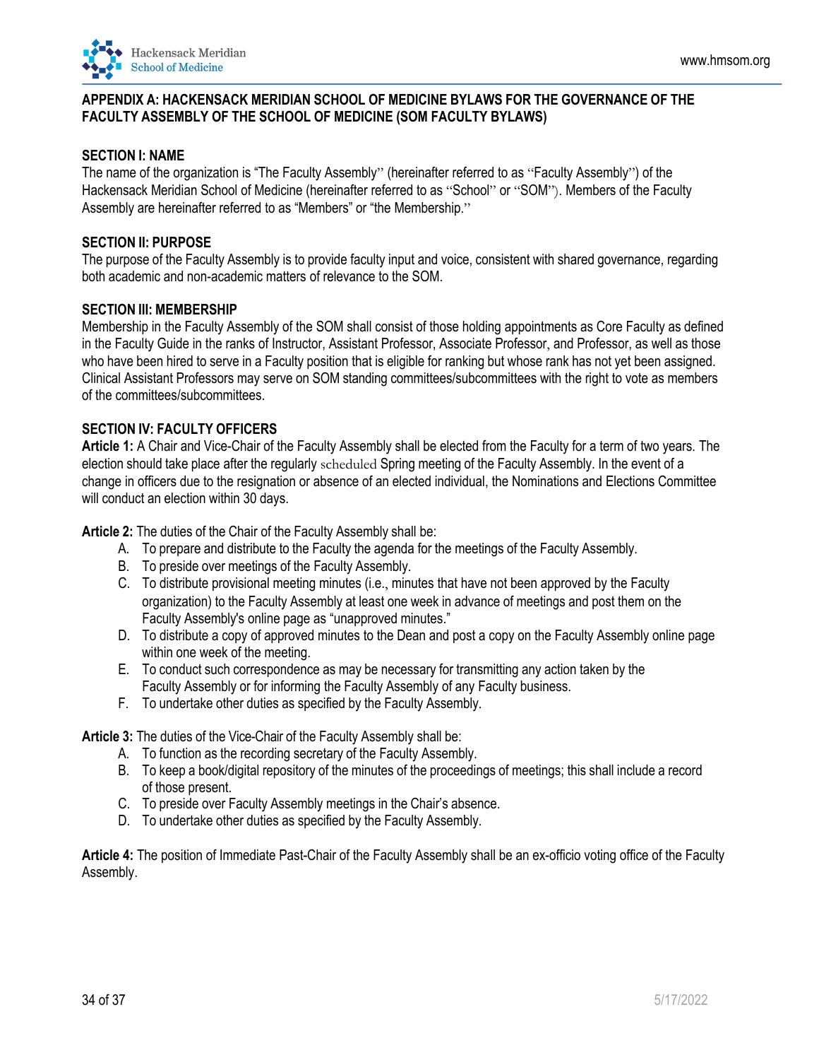## APPENDIX A: HACKENSACK MERIDIAN SCHOOL OF MEDICINE BYLAWS FOR THE GOVERNANCE OF THE FACULTY ASSEMBLY OF THE SCHOOL OF MEDICINE (SOM FACULTY BYLAWS)

### SECTION I: NAME

The name of the organization is "The Faculty Assembly" (hereinafter referred to as "Faculty Assembly") of the Hackensack Meridian School of Medicine (hereinafter referred to as "School" or "SOM"). Members of the Faculty Assembly are hereinafter referred to as "Members" or "the Membership."

### SECTION II: PURPOSE

The purpose of the Faculty Assembly is to provide faculty input and voice, consistent with shared governance, regarding both academic and non-academic matters of relevance to the SOM.

### SECTION III: MEMBERSHIP

Membership in the Faculty Assembly of the SOM shall consist of those holding appointments as Core Faculty as defined in the Faculty Guide in the ranks of Instructor, Assistant Professor, Associate Professor, and Professor, as well as those who have been hired to serve in a Faculty position that is eligible for ranking but whose rank has not yet been assigned. Clinical Assistant Professors may serve on SOM standing committees/subcommittees with the right to vote as members of the committees/subcommittees.

### SECTION IV: FACULTY OFFICERS

**Article 1:** A Chair and Vice-Chair of the Faculty Assembly shall be elected from the Faculty for a term of two years. The election should take place after the regularly scheduled Spring meeting of the Faculty Assembly. In the event of a change in officers due to the resignation or absence of an elected individual, the Nominations and Elections Committee will conduct an election within 30 days.

**Article 2:** The duties of the Chair of the Faculty Assembly shall be:

A. To prepare and distribute to the Faculty the agenda for the meetings of the Faculty Assembly.
B. To preside over meetings of the Faculty Assembly.
C. To distribute provisional meeting minutes (i.e., minutes that have not been approved by the Faculty organization) to the Faculty Assembly at least one week in advance of meetings and post them on the Faculty Assembly's online page as "unapproved minutes."
D. To distribute a copy of approved minutes to the Dean and post a copy on the Faculty Assembly online page within one week of the meeting.
E. To conduct such correspondence as may be necessary for transmitting any action taken by the Faculty Assembly or for informing the Faculty Assembly of any Faculty business.
F. To undertake other duties as specified by the Faculty Assembly.

**Article 3:** The duties of the Vice-Chair of the Faculty Assembly shall be:

A. To function as the recording secretary of the Faculty Assembly.
B. To keep a book/digital repository of the minutes of the proceedings of meetings; this shall include a record of those present.
C. To preside over Faculty Assembly meetings in the Chair's absence.
D. To undertake other duties as specified by the Faculty Assembly.

**Article 4:** The position of Immediate Past-Chair of the Faculty Assembly shall be an ex-officio voting office of the Faculty Assembly.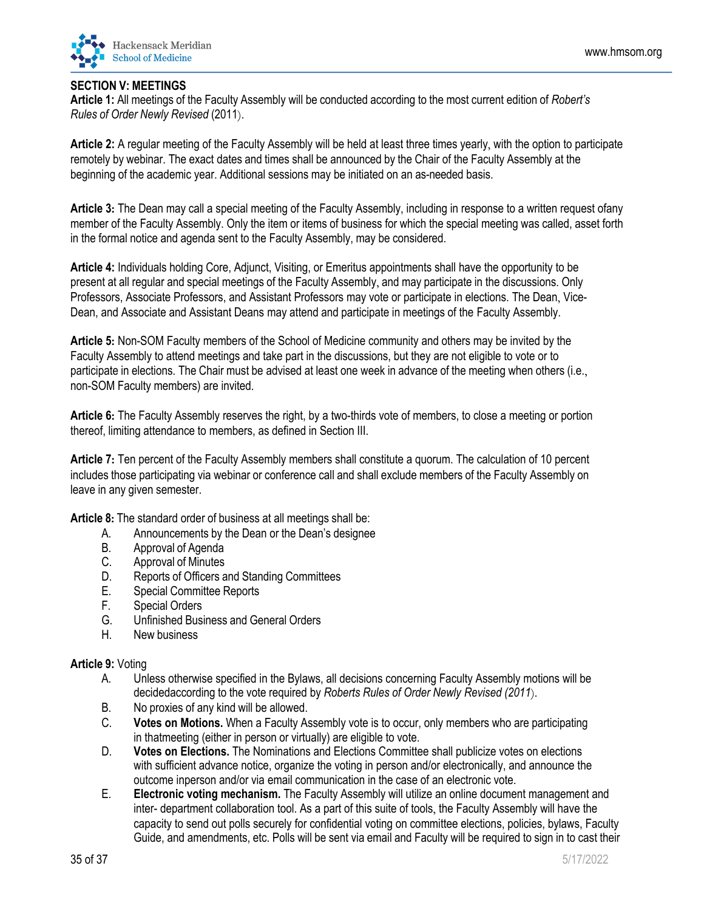**SECTION V: MEETINGS**

**Article 1:** All meetings of the Faculty Assembly will be conducted according to the most current edition of *Robert's Rules of Order Newly Revised* (2011).

**Article 2:** A regular meeting of the Faculty Assembly will be held at least three times yearly, with the option to participate remotely by webinar. The exact dates and times shall be announced by the Chair of the Faculty Assembly at the beginning of the academic year. Additional sessions may be initiated on an as-needed basis.

**Article 3:** The Dean may call a special meeting of the Faculty Assembly, including in response to a written request ofany member of the Faculty Assembly. Only the item or items of business for which the special meeting was called, asset forth in the formal notice and agenda sent to the Faculty Assembly, may be considered.

**Article 4:** Individuals holding Core, Adjunct, Visiting, or Emeritus appointments shall have the opportunity to be present at all regular and special meetings of the Faculty Assembly, and may participate in the discussions. Only Professors, Associate Professors, and Assistant Professors may vote or participate in elections. The Dean, Vice-Dean, and Associate and Assistant Deans may attend and participate in meetings of the Faculty Assembly.

**Article 5:** Non-SOM Faculty members of the School of Medicine community and others may be invited by the Faculty Assembly to attend meetings and take part in the discussions, but they are not eligible to vote or to participate in elections. The Chair must be advised at least one week in advance of the meeting when others (i.e., non-SOM Faculty members) are invited.

**Article 6:** The Faculty Assembly reserves the right, by a two-thirds vote of members, to close a meeting or portion thereof, limiting attendance to members, as defined in Section III.

**Article 7:** Ten percent of the Faculty Assembly members shall constitute a quorum. The calculation of 10 percent includes those participating via webinar or conference call and shall exclude members of the Faculty Assembly on leave in any given semester.

**Article 8:** The standard order of business at all meetings shall be:

A. Announcements by the Dean or the Dean's designee
B. Approval of Agenda
C. Approval of Minutes
D. Reports of Officers and Standing Committees
E. Special Committee Reports
F. Special Orders
G. Unfinished Business and General Orders
H. New business

**Article 9:** Voting

A. Unless otherwise specified in the Bylaws, all decisions concerning Faculty Assembly motions will be decidedaccording to the vote required by *Roberts Rules of Order Newly Revised (2011)*.
B. No proxies of any kind will be allowed.
C. **Votes on Motions.** When a Faculty Assembly vote is to occur, only members who are participating in thatmeeting (either in person or virtually) are eligible to vote.
D. **Votes on Elections.** The Nominations and Elections Committee shall publicize votes on elections with sufficient advance notice, organize the voting in person and/or electronically, and announce the outcome inperson and/or via email communication in the case of an electronic vote.
E. **Electronic voting mechanism.** The Faculty Assembly will utilize an online document management and inter- department collaboration tool. As a part of this suite of tools, the Faculty Assembly will have the capacity to send out polls securely for confidential voting on committee elections, policies, bylaws, Faculty Guide, and amendments, etc. Polls will be sent via email and Faculty will be required to sign in to cast their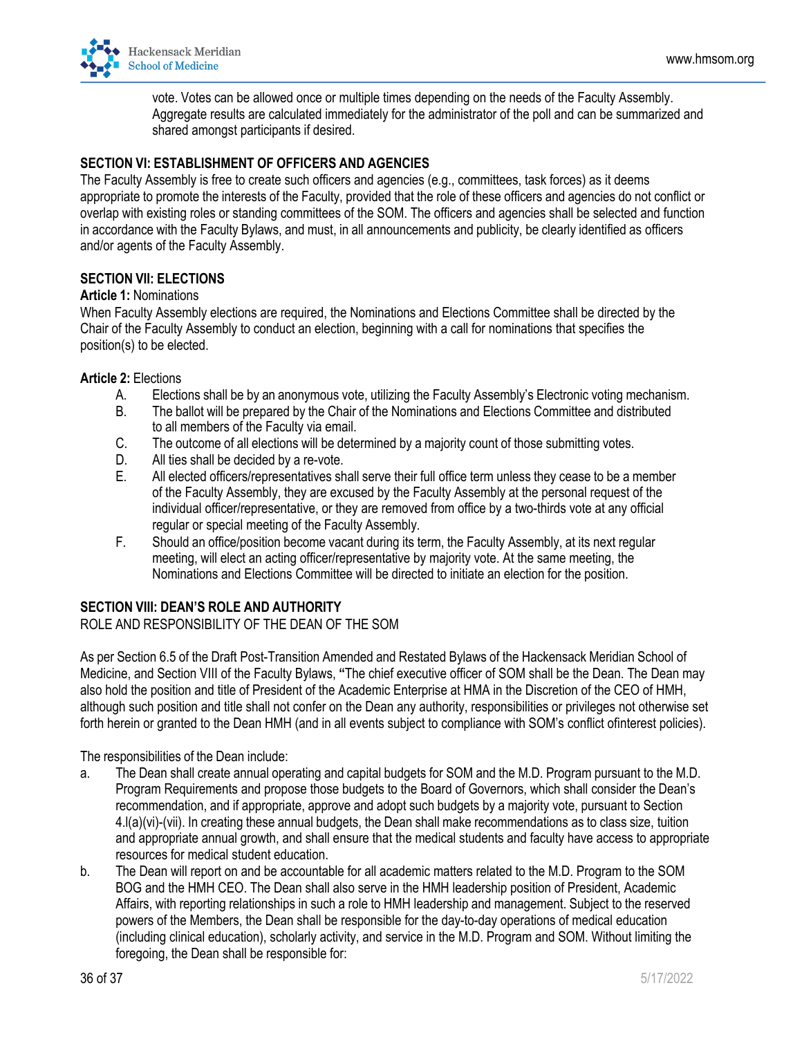vote. Votes can be allowed once or multiple times depending on the needs of the Faculty Assembly. Aggregate results are calculated immediately for the administrator of the poll and can be summarized and shared amongst participants if desired.

### SECTION VI: ESTABLISHMENT OF OFFICERS AND AGENCIES

The Faculty Assembly is free to create such officers and agencies (e.g., committees, task forces) as it deems appropriate to promote the interests of the Faculty, provided that the role of these officers and agencies do not conflict or overlap with existing roles or standing committees of the SOM. The officers and agencies shall be selected and function in accordance with the Faculty Bylaws, and must, in all announcements and publicity, be clearly identified as officers and/or agents of the Faculty Assembly.

### SECTION VII: ELECTIONS

**Article 1:** Nominations

When Faculty Assembly elections are required, the Nominations and Elections Committee shall be directed by the Chair of the Faculty Assembly to conduct an election, beginning with a call for nominations that specifies the position(s) to be elected.

**Article 2:** Elections

A. Elections shall be by an anonymous vote, utilizing the Faculty Assembly's Electronic voting mechanism.
B. The ballot will be prepared by the Chair of the Nominations and Elections Committee and distributed to all members of the Faculty via email.
C. The outcome of all elections will be determined by a majority count of those submitting votes.
D. All ties shall be decided by a re-vote.
E. All elected officers/representatives shall serve their full office term unless they cease to be a member of the Faculty Assembly, they are excused by the Faculty Assembly at the personal request of the individual officer/representative, or they are removed from office by a two-thirds vote at any official regular or special meeting of the Faculty Assembly.
F. Should an office/position become vacant during its term, the Faculty Assembly, at its next regular meeting, will elect an acting officer/representative by majority vote. At the same meeting, the Nominations and Elections Committee will be directed to initiate an election for the position.

### SECTION VIII: DEAN'S ROLE AND AUTHORITY

ROLE AND RESPONSIBILITY OF THE DEAN OF THE SOM

As per Section 6.5 of the Draft Post-Transition Amended and Restated Bylaws of the Hackensack Meridian School of Medicine, and Section VIII of the Faculty Bylaws, **"**The chief executive officer of SOM shall be the Dean. The Dean may also hold the position and title of President of the Academic Enterprise at HMA in the Discretion of the CEO of HMH, although such position and title shall not confer on the Dean any authority, responsibilities or privileges not otherwise set forth herein or granted to the Dean HMH (and in all events subject to compliance with SOM's conflict ofinterest policies).

The responsibilities of the Dean include:

a. The Dean shall create annual operating and capital budgets for SOM and the M.D. Program pursuant to the M.D. Program Requirements and propose those budgets to the Board of Governors, which shall consider the Dean's recommendation, and if appropriate, approve and adopt such budgets by a majority vote, pursuant to Section 4.l(a)(vi)-(vii). In creating these annual budgets, the Dean shall make recommendations as to class size, tuition and appropriate annual growth, and shall ensure that the medical students and faculty have access to appropriate resources for medical student education.
b. The Dean will report on and be accountable for all academic matters related to the M.D. Program to the SOM BOG and the HMH CEO. The Dean shall also serve in the HMH leadership position of President, Academic Affairs, with reporting relationships in such a role to HMH leadership and management. Subject to the reserved powers of the Members, the Dean shall be responsible for the day-to-day operations of medical education (including clinical education), scholarly activity, and service in the M.D. Program and SOM. Without limiting the foregoing, the Dean shall be responsible for: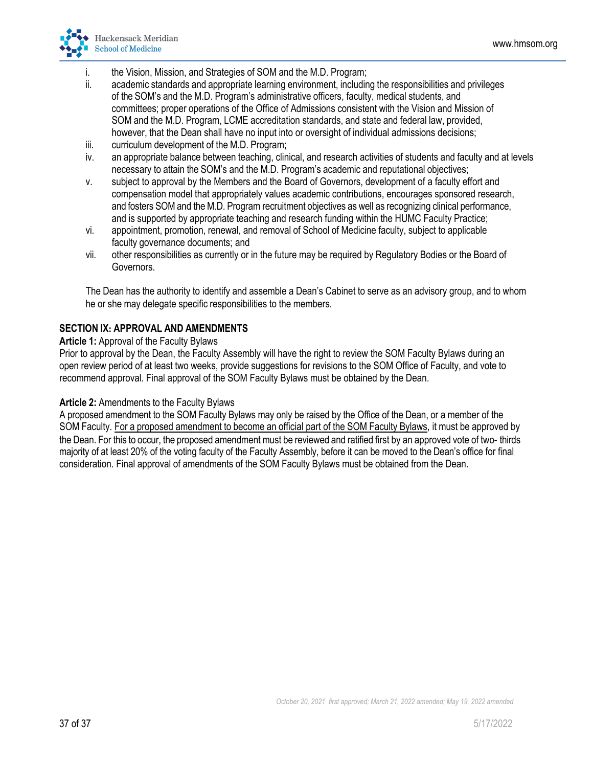i. the Vision, Mission, and Strategies of SOM and the M.D. Program;

ii. academic standards and appropriate learning environment, including the responsibilities and privileges of the SOM's and the M.D. Program's administrative officers, faculty, medical students, and committees; proper operations of the Office of Admissions consistent with the Vision and Mission of SOM and the M.D. Program, LCME accreditation standards, and state and federal law, provided, however, that the Dean shall have no input into or oversight of individual admissions decisions;

iii. curriculum development of the M.D. Program;

iv. an appropriate balance between teaching, clinical, and research activities of students and faculty and at levels necessary to attain the SOM's and the M.D. Program's academic and reputational objectives;

v. subject to approval by the Members and the Board of Governors, development of a faculty effort and compensation model that appropriately values academic contributions, encourages sponsored research, and fosters SOM and the M.D. Program recruitment objectives as well as recognizing clinical performance, and is supported by appropriate teaching and research funding within the HUMC Faculty Practice;

vi. appointment, promotion, renewal, and removal of School of Medicine faculty, subject to applicable faculty governance documents; and

vii. other responsibilities as currently or in the future may be required by Regulatory Bodies or the Board of Governors.

The Dean has the authority to identify and assemble a Dean's Cabinet to serve as an advisory group, and to whom he or she may delegate specific responsibilities to the members.

## SECTION IX: APPROVAL AND AMENDMENTS

**Article 1:** Approval of the Faculty Bylaws

Prior to approval by the Dean, the Faculty Assembly will have the right to review the SOM Faculty Bylaws during an open review period of at least two weeks, provide suggestions for revisions to the SOM Office of Faculty, and vote to recommend approval. Final approval of the SOM Faculty Bylaws must be obtained by the Dean.

**Article 2:** Amendments to the Faculty Bylaws

A proposed amendment to the SOM Faculty Bylaws may only be raised by the Office of the Dean, or a member of the SOM Faculty. For a proposed amendment to become an official part of the SOM Faculty Bylaws, it must be approved by the Dean. For this to occur, the proposed amendment must be reviewed and ratified first by an approved vote of two- thirds majority of at least 20% of the voting faculty of the Faculty Assembly, before it can be moved to the Dean's office for final consideration. Final approval of amendments of the SOM Faculty Bylaws must be obtained from the Dean.

*October 20, 2021 first approved; March 21, 2022 amended; May 19, 2022 amended*